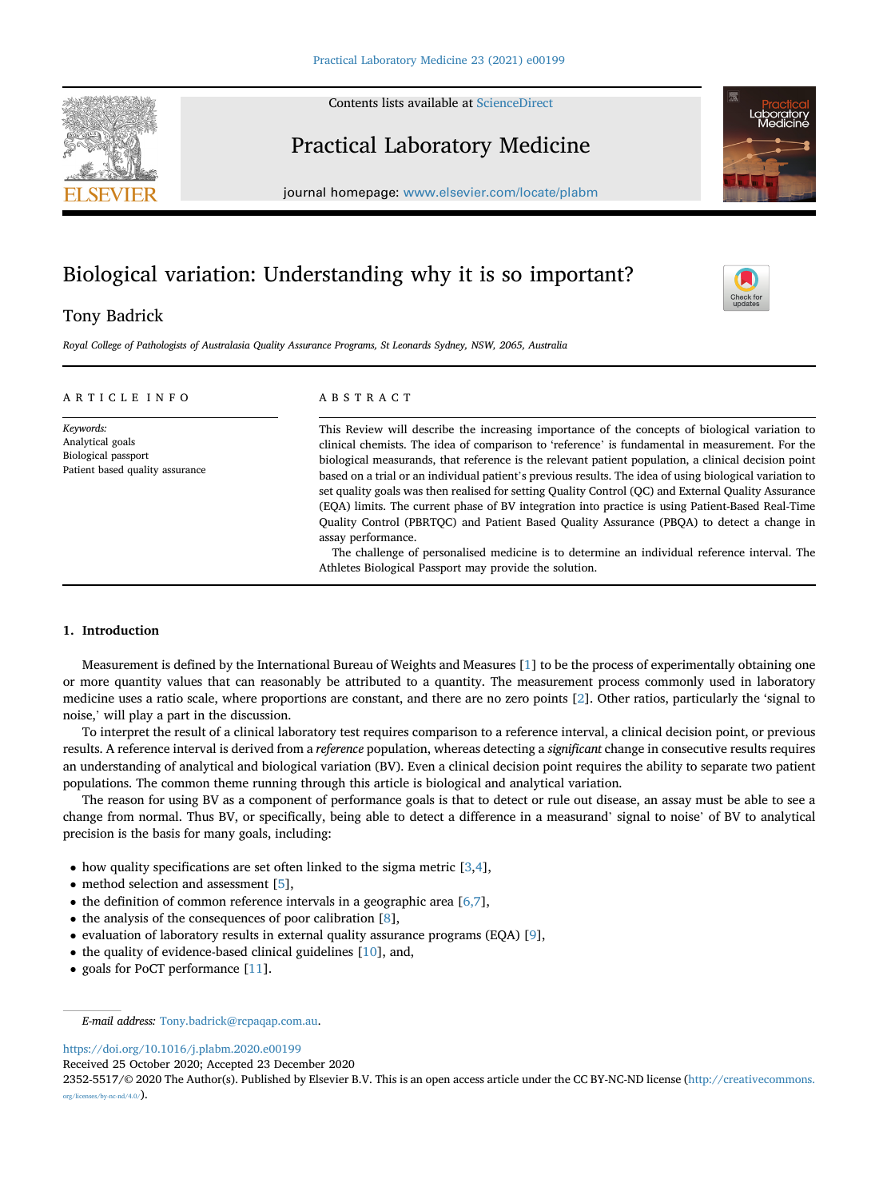# Biological variation: Understanding why it is so important?

Tony Badrick

*Royal College of Pathologists of Australasia Quality Assurance Programs, St Leonards Sydney, NSW, 2065, Australia*

## ARTICLE INFO

*Keywords:*
Analytical goals
Biological passport
Patient based quality assurance

## ABSTRACT

This Review will describe the increasing importance of the concepts of biological variation to clinical chemists. The idea of comparison to 'reference' is fundamental in measurement. For the biological measurands, that reference is the relevant patient population, a clinical decision point based on a trial or an individual patient's previous results. The idea of using biological variation to set quality goals was then realised for setting Quality Control (QC) and External Quality Assurance (EQA) limits. The current phase of BV integration into practice is using Patient-Based Real-Time Quality Control (PBRTQC) and Patient Based Quality Assurance (PBQA) to detect a change in assay performance.

The challenge of personalised medicine is to determine an individual reference interval. The Athletes Biological Passport may provide the solution.

## 1. Introduction

Measurement is defined by the International Bureau of Weights and Measures [1] to be the process of experimentally obtaining one or more quantity values that can reasonably be attributed to a quantity. The measurement process commonly used in laboratory medicine uses a ratio scale, where proportions are constant, and there are no zero points [2]. Other ratios, particularly the 'signal to noise,' will play a part in the discussion.

To interpret the result of a clinical laboratory test requires comparison to a reference interval, a clinical decision point, or previous results. A reference interval is derived from a *reference* population, whereas detecting a *significant* change in consecutive results requires an understanding of analytical and biological variation (BV). Even a clinical decision point requires the ability to separate two patient populations. The common theme running through this article is biological and analytical variation.

The reason for using BV as a component of performance goals is that to detect or rule out disease, an assay must be able to see a change from normal. Thus BV, or specifically, being able to detect a difference in a measurand' signal to noise' of BV to analytical precision is the basis for many goals, including:

- how quality specifications are set often linked to the sigma metric [3,4],
- method selection and assessment [5],
- the definition of common reference intervals in a geographic area [6,7],
- the analysis of the consequences of poor calibration [8],
- evaluation of laboratory results in external quality assurance programs (EQA) [9],
- the quality of evidence-based clinical guidelines [10], and,
- goals for PoCT performance [11].

*E-mail address:* Tony.badrick@rcpaqap.com.au.

https://doi.org/10.1016/j.plabm.2020.e00199
Received 25 October 2020; Accepted 23 December 2020
2352-5517/© 2020 The Author(s). Published by Elsevier B.V. This is an open access article under the CC BY-NC-ND license (http://creativecommons.org/licenses/by-nc-nd/4.0/).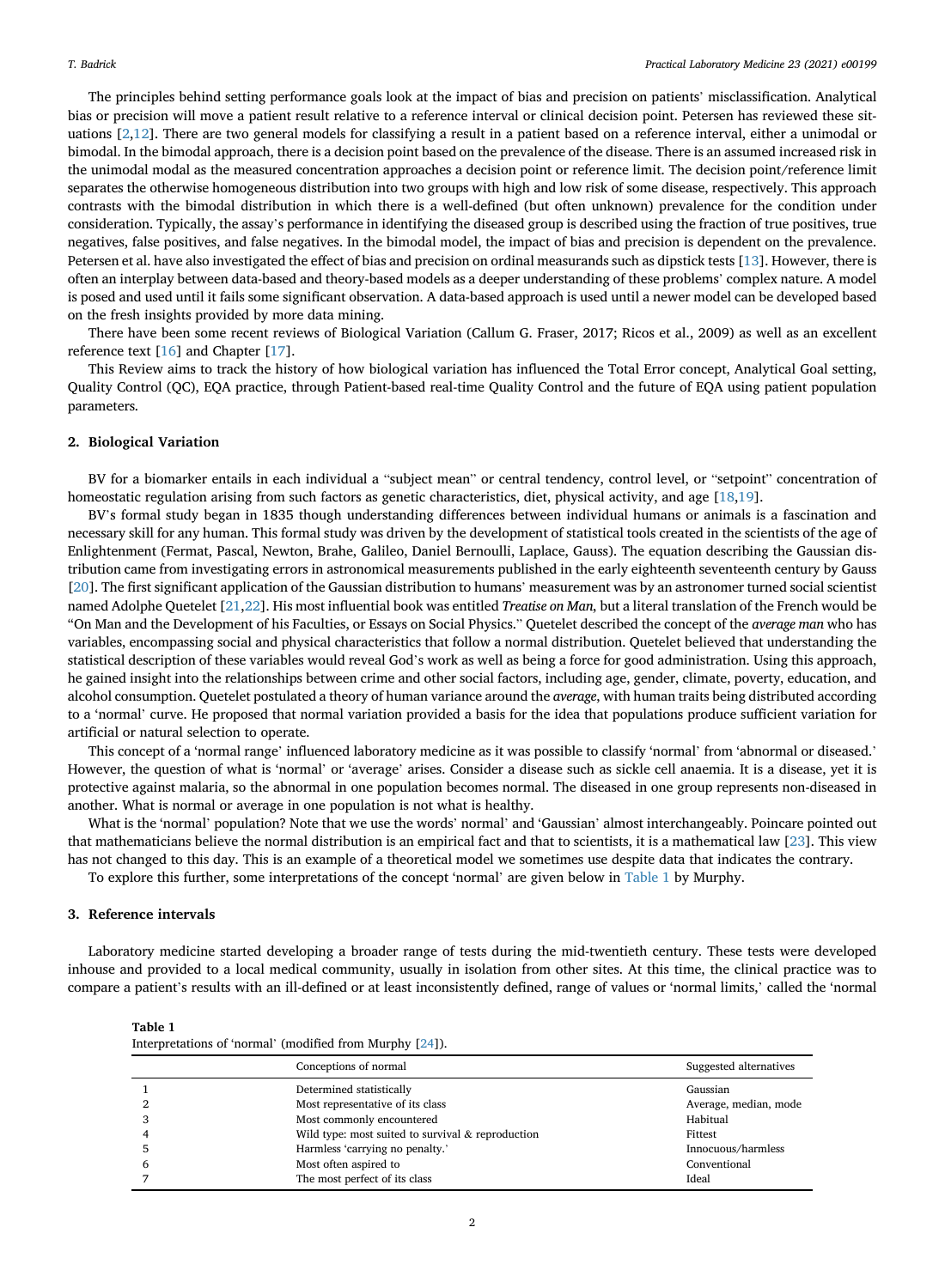The principles behind setting performance goals look at the impact of bias and precision on patients' misclassification. Analytical bias or precision will move a patient result relative to a reference interval or clinical decision point. Petersen has reviewed these situations [2,12]. There are two general models for classifying a result in a patient based on a reference interval, either a unimodal or bimodal. In the bimodal approach, there is a decision point based on the prevalence of the disease. There is an assumed increased risk in the unimodal modal as the measured concentration approaches a decision point or reference limit. The decision point/reference limit separates the otherwise homogeneous distribution into two groups with high and low risk of some disease, respectively. This approach contrasts with the bimodal distribution in which there is a well-defined (but often unknown) prevalence for the condition under consideration. Typically, the assay's performance in identifying the diseased group is described using the fraction of true positives, true negatives, false positives, and false negatives. In the bimodal model, the impact of bias and precision is dependent on the prevalence. Petersen et al. have also investigated the effect of bias and precision on ordinal measurands such as dipstick tests [13]. However, there is often an interplay between data-based and theory-based models as a deeper understanding of these problems' complex nature. A model is posed and used until it fails some significant observation. A data-based approach is used until a newer model can be developed based on the fresh insights provided by more data mining.

There have been some recent reviews of Biological Variation (Callum G. Fraser, 2017; Ricos et al., 2009) as well as an excellent reference text [16] and Chapter [17].

This Review aims to track the history of how biological variation has influenced the Total Error concept, Analytical Goal setting, Quality Control (QC), EQA practice, through Patient-based real-time Quality Control and the future of EQA using patient population parameters.

## 2. Biological Variation

BV for a biomarker entails in each individual a "subject mean" or central tendency, control level, or "setpoint" concentration of homeostatic regulation arising from such factors as genetic characteristics, diet, physical activity, and age [18,19].

BV's formal study began in 1835 though understanding differences between individual humans or animals is a fascination and necessary skill for any human. This formal study was driven by the development of statistical tools created in the scientists of the age of Enlightenment (Fermat, Pascal, Newton, Brahe, Galileo, Daniel Bernoulli, Laplace, Gauss). The equation describing the Gaussian distribution came from investigating errors in astronomical measurements published in the early eighteenth seventeenth century by Gauss [20]. The first significant application of the Gaussian distribution to humans' measurement was by an astronomer turned social scientist named Adolphe Quetelet [21,22]. His most influential book was entitled *Treatise on Man*, but a literal translation of the French would be "On Man and the Development of his Faculties, or Essays on Social Physics." Quetelet described the concept of the *average man* who has variables, encompassing social and physical characteristics that follow a normal distribution. Quetelet believed that understanding the statistical description of these variables would reveal God's work as well as being a force for good administration. Using this approach, he gained insight into the relationships between crime and other social factors, including age, gender, climate, poverty, education, and alcohol consumption. Quetelet postulated a theory of human variance around the *average*, with human traits being distributed according to a 'normal' curve. He proposed that normal variation provided a basis for the idea that populations produce sufficient variation for artificial or natural selection to operate.

This concept of a 'normal range' influenced laboratory medicine as it was possible to classify 'normal' from 'abnormal or diseased.' However, the question of what is 'normal' or 'average' arises. Consider a disease such as sickle cell anaemia. It is a disease, yet it is protective against malaria, so the abnormal in one population becomes normal. The diseased in one group represents non-diseased in another. What is normal or average in one population is not what is healthy.

What is the 'normal' population? Note that we use the words' normal' and 'Gaussian' almost interchangeably. Poincare pointed out that mathematicians believe the normal distribution is an empirical fact and that to scientists, it is a mathematical law [23]. This view has not changed to this day. This is an example of a theoretical model we sometimes use despite data that indicates the contrary.

To explore this further, some interpretations of the concept 'normal' are given below in Table 1 by Murphy.

## 3. Reference intervals

Laboratory medicine started developing a broader range of tests during the mid-twentieth century. These tests were developed inhouse and provided to a local medical community, usually in isolation from other sites. At this time, the clinical practice was to compare a patient's results with an ill-defined or at least inconsistently defined, range of values or 'normal limits,' called the 'normal

**Table 1**
Interpretations of 'normal' (modified from Murphy [24]).

| | Conceptions of normal | Suggested alternatives |
|---|---|---|
| 1 | Determined statistically | Gaussian |
| 2 | Most representative of its class | Average, median, mode |
| 3 | Most commonly encountered | Habitual |
| 4 | Wild type: most suited to survival & reproduction | Fittest |
| 5 | Harmless 'carrying no penalty.' | Innocuous/harmless |
| 6 | Most often aspired to | Conventional |
| 7 | The most perfect of its class | Ideal |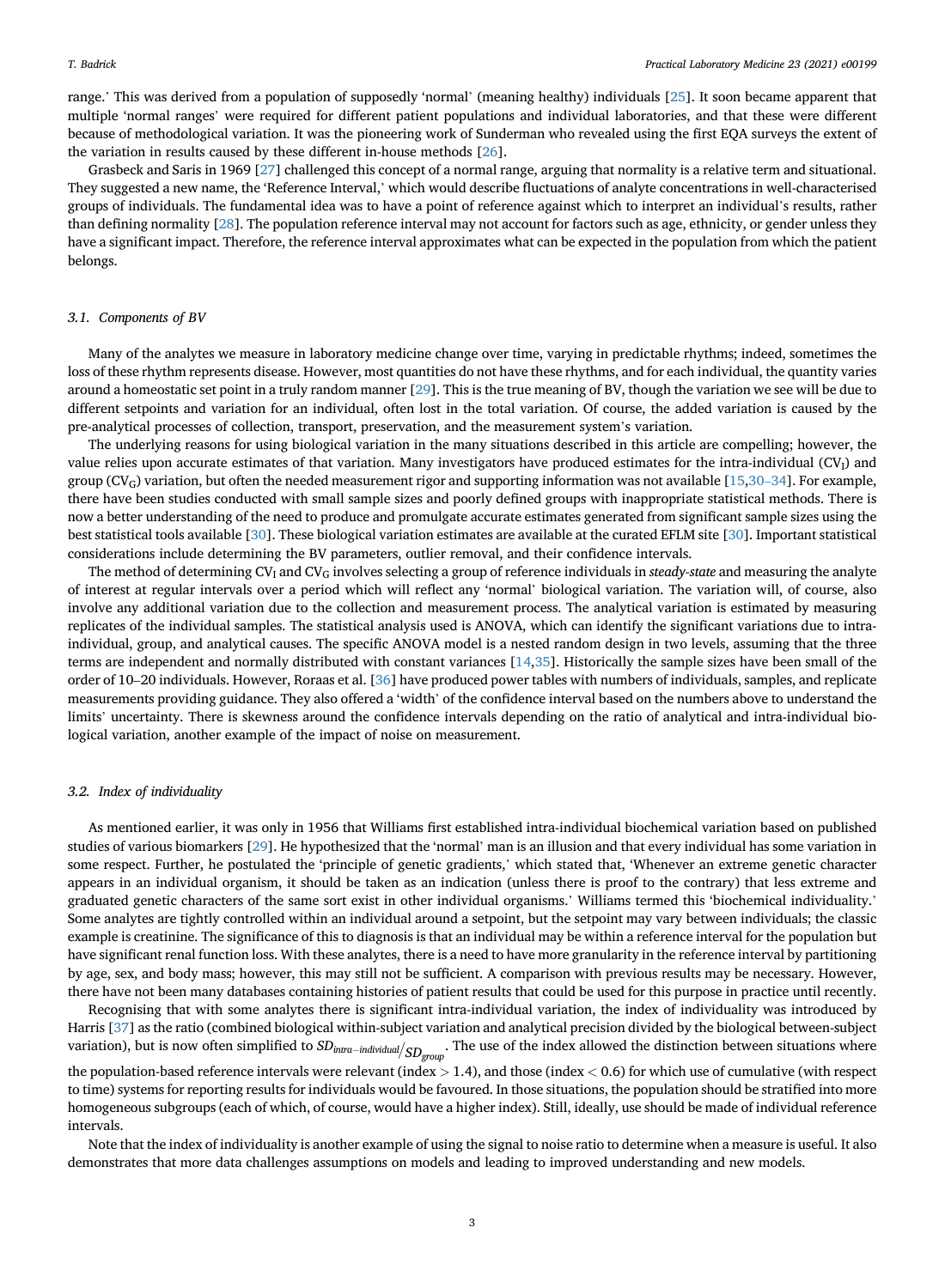range.' This was derived from a population of supposedly 'normal' (meaning healthy) individuals [25]. It soon became apparent that multiple 'normal ranges' were required for different patient populations and individual laboratories, and that these were different because of methodological variation. It was the pioneering work of Sunderman who revealed using the first EQA surveys the extent of the variation in results caused by these different in-house methods [26].

Grasbeck and Saris in 1969 [27] challenged this concept of a normal range, arguing that normality is a relative term and situational. They suggested a new name, the 'Reference Interval,' which would describe fluctuations of analyte concentrations in well-characterised groups of individuals. The fundamental idea was to have a point of reference against which to interpret an individual's results, rather than defining normality [28]. The population reference interval may not account for factors such as age, ethnicity, or gender unless they have a significant impact. Therefore, the reference interval approximates what can be expected in the population from which the patient belongs.

### 3.1. Components of BV

Many of the analytes we measure in laboratory medicine change over time, varying in predictable rhythms; indeed, sometimes the loss of these rhythm represents disease. However, most quantities do not have these rhythms, and for each individual, the quantity varies around a homeostatic set point in a truly random manner [29]. This is the true meaning of BV, though the variation we see will be due to different setpoints and variation for an individual, often lost in the total variation. Of course, the added variation is caused by the pre-analytical processes of collection, transport, preservation, and the measurement system's variation.

The underlying reasons for using biological variation in the many situations described in this article are compelling; however, the value relies upon accurate estimates of that variation. Many investigators have produced estimates for the intra-individual ($CV_I$) and group ($CV_G$) variation, but often the needed measurement rigor and supporting information was not available [15,30–34]. For example, there have been studies conducted with small sample sizes and poorly defined groups with inappropriate statistical methods. There is now a better understanding of the need to produce and promulgate accurate estimates generated from significant sample sizes using the best statistical tools available [30]. These biological variation estimates are available at the curated EFLM site [30]. Important statistical considerations include determining the BV parameters, outlier removal, and their confidence intervals.

The method of determining $CV_I$ and $CV_G$ involves selecting a group of reference individuals in *steady-state* and measuring the analyte of interest at regular intervals over a period which will reflect any 'normal' biological variation. The variation will, of course, also involve any additional variation due to the collection and measurement process. The analytical variation is estimated by measuring replicates of the individual samples. The statistical analysis used is ANOVA, which can identify the significant variations due to intra-individual, group, and analytical causes. The specific ANOVA model is a nested random design in two levels, assuming that the three terms are independent and normally distributed with constant variances [14,35]. Historically the sample sizes have been small of the order of 10–20 individuals. However, Roraas et al. [36] have produced power tables with numbers of individuals, samples, and replicate measurements providing guidance. They also offered a 'width' of the confidence interval based on the numbers above to understand the limits' uncertainty. There is skewness around the confidence intervals depending on the ratio of analytical and intra-individual biological variation, another example of the impact of noise on measurement.

### 3.2. Index of individuality

As mentioned earlier, it was only in 1956 that Williams first established intra-individual biochemical variation based on published studies of various biomarkers [29]. He hypothesized that the 'normal' man is an illusion and that every individual has some variation in some respect. Further, he postulated the 'principle of genetic gradients,' which stated that, 'Whenever an extreme genetic character appears in an individual organism, it should be taken as an indication (unless there is proof to the contrary) that less extreme and graduated genetic characters of the same sort exist in other individual organisms.' Williams termed this 'biochemical individuality.' Some analytes are tightly controlled within an individual around a setpoint, but the setpoint may vary between individuals; the classic example is creatinine. The significance of this to diagnosis is that an individual may be within a reference interval for the population but have significant renal function loss. With these analytes, there is a need to have more granularity in the reference interval by partitioning by age, sex, and body mass; however, this may still not be sufficient. A comparison with previous results may be necessary. However, there have not been many databases containing histories of patient results that could be used for this purpose in practice until recently.

Recognising that with some analytes there is significant intra-individual variation, the index of individuality was introduced by Harris [37] as the ratio (combined biological within-subject variation and analytical precision divided by the biological between-subject variation), but is now often simplified to $SD_{intra-individual}/SD_{group}$. The use of the index allowed the distinction between situations where the population-based reference intervals were relevant (index $> 1.4$), and those (index $< 0.6$) for which use of cumulative (with respect to time) systems for reporting results for individuals would be favoured. In those situations, the population should be stratified into more homogeneous subgroups (each of which, of course, would have a higher index). Still, ideally, use should be made of individual reference intervals.

Note that the index of individuality is another example of using the signal to noise ratio to determine when a measure is useful. It also demonstrates that more data challenges assumptions on models and leading to improved understanding and new models.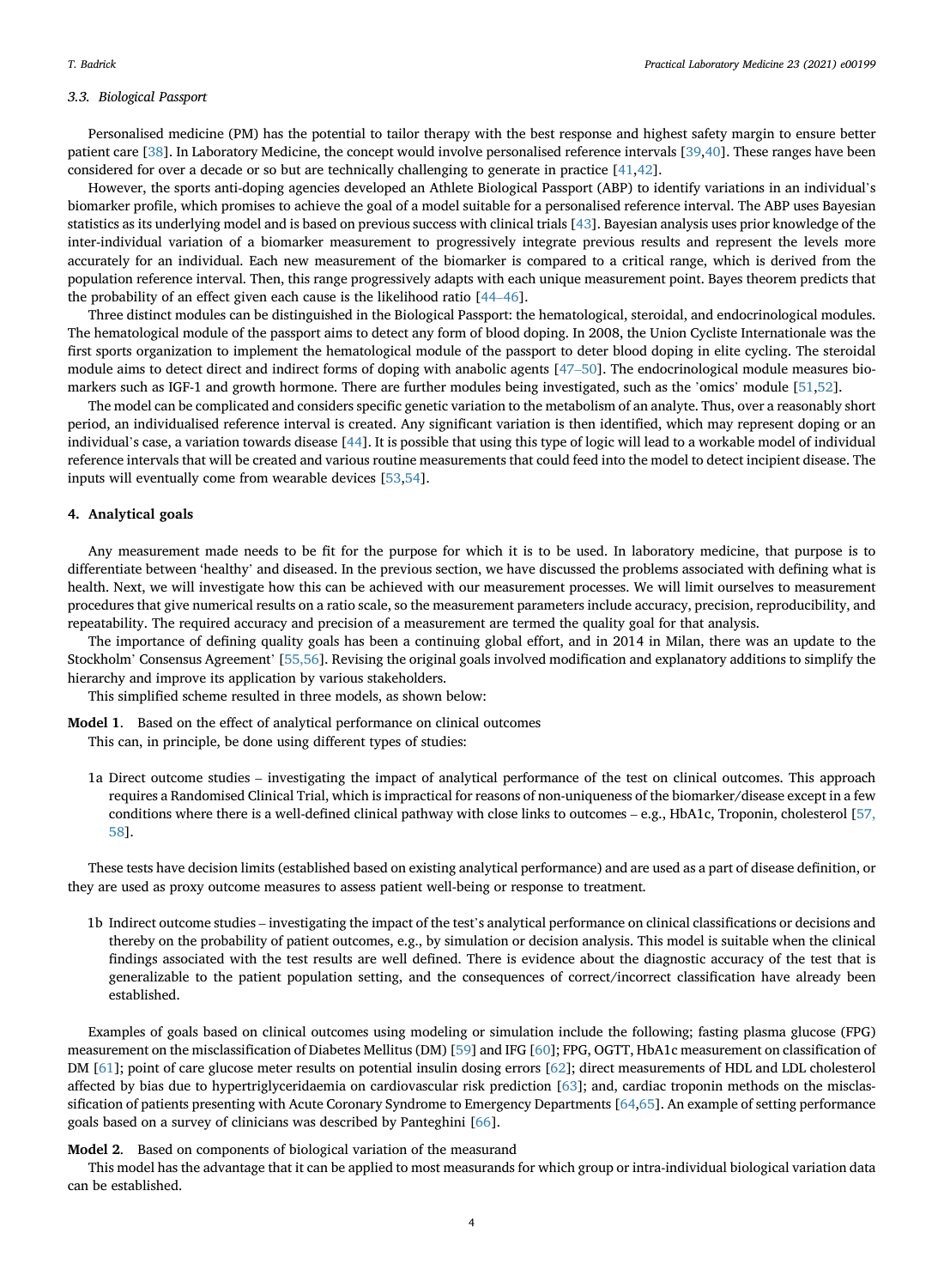### 3.3. Biological Passport

Personalised medicine (PM) has the potential to tailor therapy with the best response and highest safety margin to ensure better patient care [38]. In Laboratory Medicine, the concept would involve personalised reference intervals [39,40]. These ranges have been considered for over a decade or so but are technically challenging to generate in practice [41,42].

However, the sports anti-doping agencies developed an Athlete Biological Passport (ABP) to identify variations in an individual's biomarker profile, which promises to achieve the goal of a model suitable for a personalised reference interval. The ABP uses Bayesian statistics as its underlying model and is based on previous success with clinical trials [43]. Bayesian analysis uses prior knowledge of the inter-individual variation of a biomarker measurement to progressively integrate previous results and represent the levels more accurately for an individual. Each new measurement of the biomarker is compared to a critical range, which is derived from the population reference interval. Then, this range progressively adapts with each unique measurement point. Bayes theorem predicts that the probability of an effect given each cause is the likelihood ratio [44–46].

Three distinct modules can be distinguished in the Biological Passport: the hematological, steroidal, and endocrinological modules. The hematological module of the passport aims to detect any form of blood doping. In 2008, the Union Cycliste Internationale was the first sports organization to implement the hematological module of the passport to deter blood doping in elite cycling. The steroidal module aims to detect direct and indirect forms of doping with anabolic agents [47–50]. The endocrinological module measures biomarkers such as IGF-1 and growth hormone. There are further modules being investigated, such as the 'omics' module [51,52].

The model can be complicated and considers specific genetic variation to the metabolism of an analyte. Thus, over a reasonably short period, an individualised reference interval is created. Any significant variation is then identified, which may represent doping or an individual's case, a variation towards disease [44]. It is possible that using this type of logic will lead to a workable model of individual reference intervals that will be created and various routine measurements that could feed into the model to detect incipient disease. The inputs will eventually come from wearable devices [53,54].

## 4. Analytical goals

Any measurement made needs to be fit for the purpose for which it is to be used. In laboratory medicine, that purpose is to differentiate between 'healthy' and diseased. In the previous section, we have discussed the problems associated with defining what is health. Next, we will investigate how this can be achieved with our measurement processes. We will limit ourselves to measurement procedures that give numerical results on a ratio scale, so the measurement parameters include accuracy, precision, reproducibility, and repeatability. The required accuracy and precision of a measurement are termed the quality goal for that analysis.

The importance of defining quality goals has been a continuing global effort, and in 2014 in Milan, there was an update to the Stockholm' Consensus Agreement' [55,56]. Revising the original goals involved modification and explanatory additions to simplify the hierarchy and improve its application by various stakeholders.

This simplified scheme resulted in three models, as shown below:

**Model 1**. Based on the effect of analytical performance on clinical outcomes

This can, in principle, be done using different types of studies:

1a Direct outcome studies – investigating the impact of analytical performance of the test on clinical outcomes. This approach requires a Randomised Clinical Trial, which is impractical for reasons of non-uniqueness of the biomarker/disease except in a few conditions where there is a well-defined clinical pathway with close links to outcomes – e.g., HbA1c, Troponin, cholesterol [57,58].

These tests have decision limits (established based on existing analytical performance) and are used as a part of disease definition, or they are used as proxy outcome measures to assess patient well-being or response to treatment.

1b Indirect outcome studies – investigating the impact of the test's analytical performance on clinical classifications or decisions and thereby on the probability of patient outcomes, e.g., by simulation or decision analysis. This model is suitable when the clinical findings associated with the test results are well defined. There is evidence about the diagnostic accuracy of the test that is generalizable to the patient population setting, and the consequences of correct/incorrect classification have already been established.

Examples of goals based on clinical outcomes using modeling or simulation include the following; fasting plasma glucose (FPG) measurement on the misclassification of Diabetes Mellitus (DM) [59] and IFG [60]; FPG, OGTT, HbA1c measurement on classification of DM [61]; point of care glucose meter results on potential insulin dosing errors [62]; direct measurements of HDL and LDL cholesterol affected by bias due to hypertriglyceridaemia on cardiovascular risk prediction [63]; and, cardiac troponin methods on the misclassification of patients presenting with Acute Coronary Syndrome to Emergency Departments [64,65]. An example of setting performance goals based on a survey of clinicians was described by Panteghini [66].

**Model 2**. Based on components of biological variation of the measurand

This model has the advantage that it can be applied to most measurands for which group or intra-individual biological variation data can be established.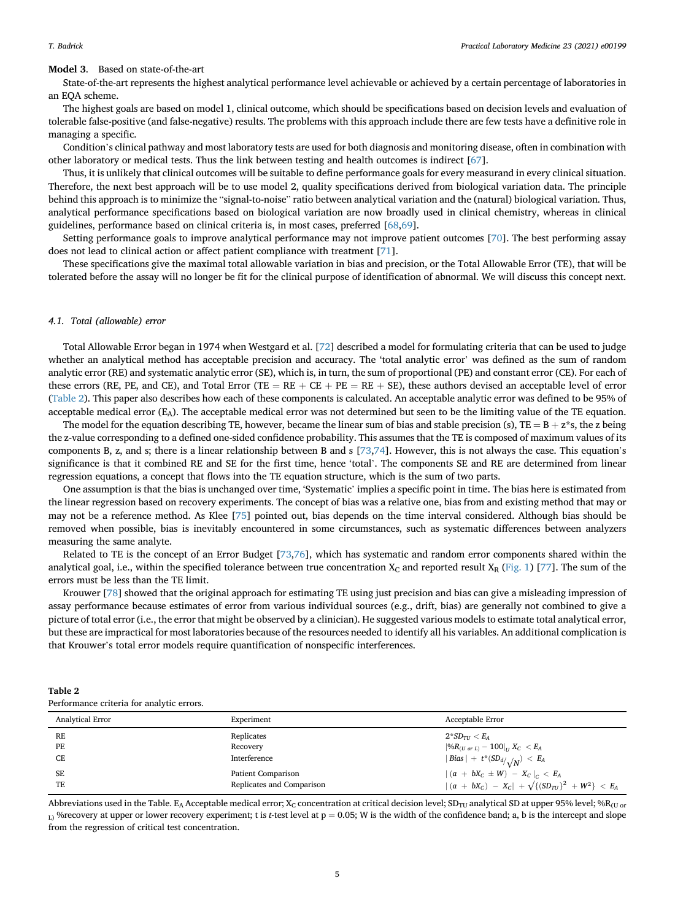**Model 3**. Based on state-of-the-art

State-of-the-art represents the highest analytical performance level achievable or achieved by a certain percentage of laboratories in an EQA scheme.

The highest goals are based on model 1, clinical outcome, which should be specifications based on decision levels and evaluation of tolerable false-positive (and false-negative) results. The problems with this approach include there are few tests have a definitive role in managing a specific.

Condition's clinical pathway and most laboratory tests are used for both diagnosis and monitoring disease, often in combination with other laboratory or medical tests. Thus the link between testing and health outcomes is indirect [67].

Thus, it is unlikely that clinical outcomes will be suitable to define performance goals for every measurand in every clinical situation. Therefore, the next best approach will be to use model 2, quality specifications derived from biological variation data. The principle behind this approach is to minimize the "signal-to-noise" ratio between analytical variation and the (natural) biological variation. Thus, analytical performance specifications based on biological variation are now broadly used in clinical chemistry, whereas in clinical guidelines, performance based on clinical criteria is, in most cases, preferred [68,69].

Setting performance goals to improve analytical performance may not improve patient outcomes [70]. The best performing assay does not lead to clinical action or affect patient compliance with treatment [71].

These specifications give the maximal total allowable variation in bias and precision, or the Total Allowable Error (TE), that will be tolerated before the assay will no longer be fit for the clinical purpose of identification of abnormal. We will discuss this concept next.

### *4.1. Total (allowable) error*

Total Allowable Error began in 1974 when Westgard et al. [72] described a model for formulating criteria that can be used to judge whether an analytical method has acceptable precision and accuracy. The 'total analytic error' was defined as the sum of random analytic error (RE) and systematic analytic error (SE), which is, in turn, the sum of proportional (PE) and constant error (CE). For each of these errors (RE, PE, and CE), and Total Error (TE = RE + CE + PE = RE + SE), these authors devised an acceptable level of error (Table 2). This paper also describes how each of these components is calculated. An acceptable analytic error was defined to be 95% of acceptable medical error ($E_A$). The acceptable medical error was not determined but seen to be the limiting value of the TE equation.

The model for the equation describing TE, however, became the linear sum of bias and stable precision (s), $TE = B + z{*}s$, the z being the z-value corresponding to a defined one-sided confidence probability. This assumes that the TE is composed of maximum values of its components B, z, and s; there is a linear relationship between B and s [73,74]. However, this is not always the case. This equation's significance is that it combined RE and SE for the first time, hence 'total'. The components SE and RE are determined from linear regression equations, a concept that flows into the TE equation structure, which is the sum of two parts.

One assumption is that the bias is unchanged over time, 'Systematic' implies a specific point in time. The bias here is estimated from the linear regression based on recovery experiments. The concept of bias was a relative one, bias from and existing method that may or may not be a reference method. As Klee [75] pointed out, bias depends on the time interval considered. Although bias should be removed when possible, bias is inevitably encountered in some circumstances, such as systematic differences between analyzers measuring the same analyte.

Related to TE is the concept of an Error Budget [73,76], which has systematic and random error components shared within the analytical goal, i.e., within the specified tolerance between true concentration $X_C$ and reported result $X_R$ (Fig. 1) [77]. The sum of the errors must be less than the TE limit.

Krouwer [78] showed that the original approach for estimating TE using just precision and bias can give a misleading impression of assay performance because estimates of error from various individual sources (e.g., drift, bias) are generally not combined to give a picture of total error (i.e., the error that might be observed by a clinician). He suggested various models to estimate total analytical error, but these are impractical for most laboratories because of the resources needed to identify all his variables. An additional complication is that Krouwer's total error models require quantification of nonspecific interferences.

**Table 2**
Performance criteria for analytic errors.

| Analytical Error | Experiment | Acceptable Error |
|---|---|---|
| RE | Replicates | $2{*}SD_{TU} < E_A$ |
| PE | Recovery | $\lvert \%R_{(U\ or\ L)} - 100 \rvert_U X_C < E_A$ |
| CE | Interference | $\lvert Bias \rvert + t{*}(SD_d/\sqrt{N}) < E_A$ |
| SE | Patient Comparison | $\lvert (a + bX_C \pm W) - X_C \rvert_C < E_A$ |
| TE | Replicates and Comparison | $\lvert (a + bX_C) - X_C \rvert + \sqrt{\{(SD_{TU})^2 + W^2\}} < E_A$ |

Abbreviations used in the Table. $E_A$ Acceptable medical error; $X_C$ concentration at critical decision level; $SD_{TU}$ analytical SD at upper 95% level; $\%R_{(U\ or\ L)}$ %recovery at upper or lower recovery experiment; t is *t*-test level at p = 0.05; W is the width of the confidence band; a, b is the intercept and slope from the regression of critical test concentration.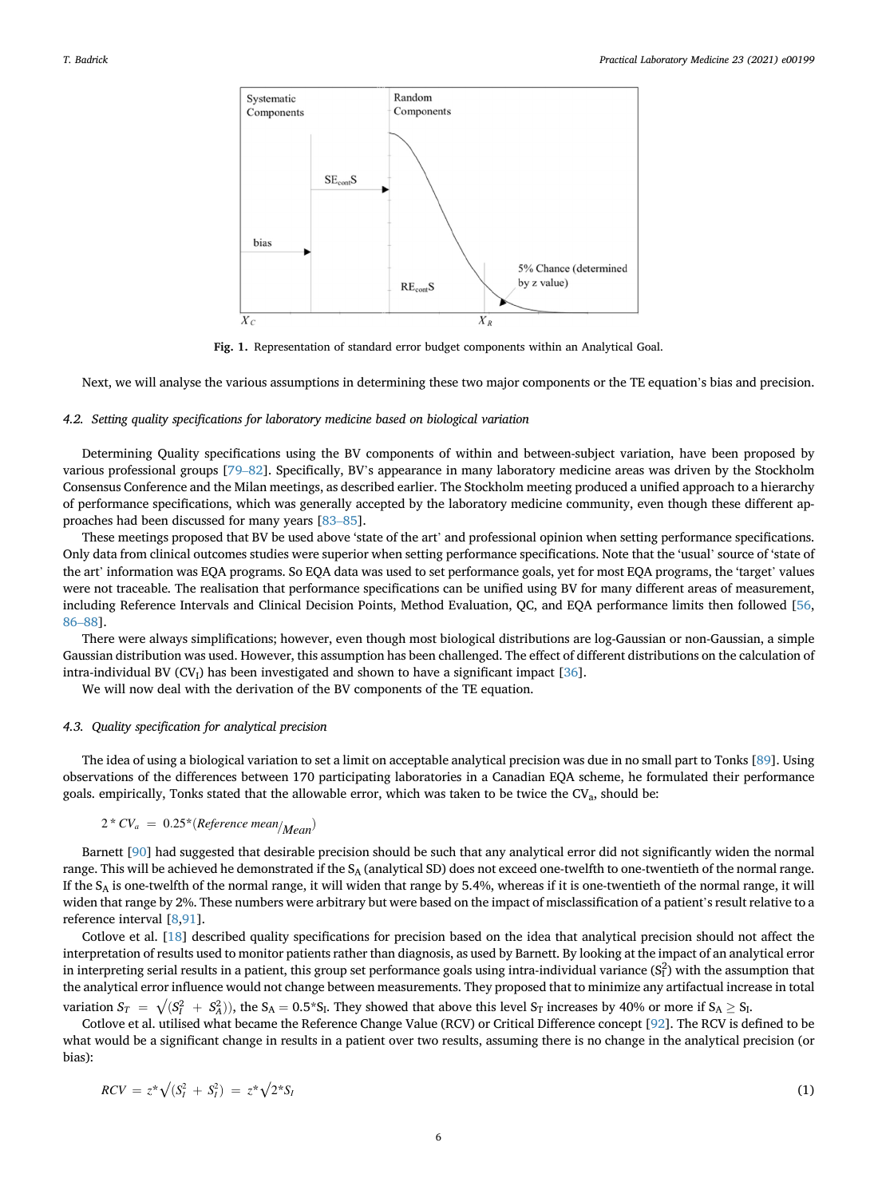Fig. 1. Representation of standard error budget components within an Analytical Goal.

Next, we will analyse the various assumptions in determining these two major components or the TE equation's bias and precision.

### 4.2. Setting quality specifications for laboratory medicine based on biological variation

Determining Quality specifications using the BV components of within and between-subject variation, have been proposed by various professional groups [79–82]. Specifically, BV's appearance in many laboratory medicine areas was driven by the Stockholm Consensus Conference and the Milan meetings, as described earlier. The Stockholm meeting produced a unified approach to a hierarchy of performance specifications, which was generally accepted by the laboratory medicine community, even though these different approaches had been discussed for many years [83–85].

These meetings proposed that BV be used above 'state of the art' and professional opinion when setting performance specifications. Only data from clinical outcomes studies were superior when setting performance specifications. Note that the 'usual' source of 'state of the art' information was EQA programs. So EQA data was used to set performance goals, yet for most EQA programs, the 'target' values were not traceable. The realisation that performance specifications can be unified using BV for many different areas of measurement, including Reference Intervals and Clinical Decision Points, Method Evaluation, QC, and EQA performance limits then followed [56, 86–88].

There were always simplifications; however, even though most biological distributions are log-Gaussian or non-Gaussian, a simple Gaussian distribution was used. However, this assumption has been challenged. The effect of different distributions on the calculation of intra-individual BV ($CV_I$) has been investigated and shown to have a significant impact [36].

We will now deal with the derivation of the BV components of the TE equation.

### 4.3. Quality specification for analytical precision

The idea of using a biological variation to set a limit on acceptable analytical precision was due in no small part to Tonks [89]. Using observations of the differences between 170 participating laboratories in a Canadian EQA scheme, he formulated their performance goals. empirically, Tonks stated that the allowable error, which was taken to be twice the $CV_a$, should be:

$$2 * CV_a = 0.25 * \left(^{Reference\ mean}/_{Mean}\right)$$

Barnett [90] had suggested that desirable precision should be such that any analytical error did not significantly widen the normal range. This will be achieved he demonstrated if the $S_A$ (analytical SD) does not exceed one-twelfth to one-twentieth of the normal range. If the $S_A$ is one-twelfth of the normal range, it will widen that range by 5.4%, whereas if it is one-twentieth of the normal range, it will widen that range by 2%. These numbers were arbitrary but were based on the impact of misclassification of a patient's result relative to a reference interval [8,91].

Cotlove et al. [18] described quality specifications for precision based on the idea that analytical precision should not affect the interpretation of results used to monitor patients rather than diagnosis, as used by Barnett. By looking at the impact of an analytical error in interpreting serial results in a patient, this group set performance goals using intra-individual variance ($S_I^2$) with the assumption that the analytical error influence would not change between measurements. They proposed that to minimize any artifactual increase in total variation $S_T = \sqrt{(S_I^2 + S_A^2)}$), the $S_A = 0.5*S_I$. They showed that above this level $S_T$ increases by 40% or more if $S_A \geq S_I$.

Cotlove et al. utilised what became the Reference Change Value (RCV) or Critical Difference concept [92]. The RCV is defined to be what would be a significant change in results in a patient over two results, assuming there is no change in the analytical precision (or bias):

$$RCV = z^* \sqrt{(S_I^2 + S_I^2)} = z^* \sqrt{2} * S_I \tag{1}$$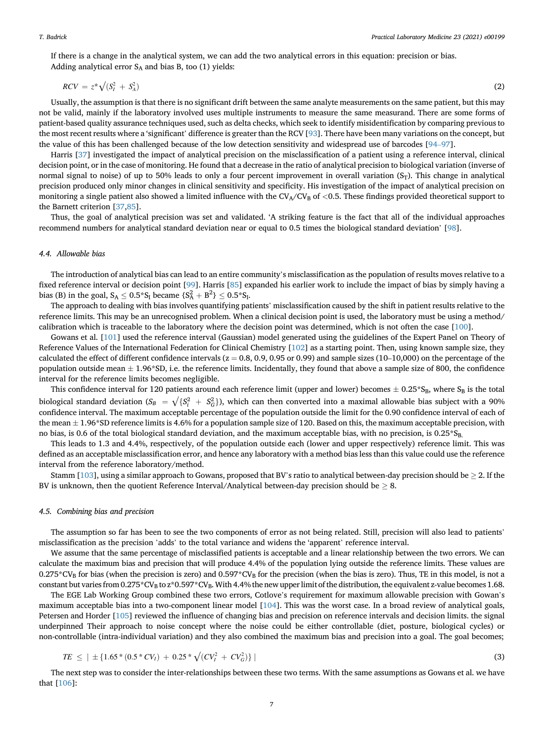If there is a change in the analytical system, we can add the two analytical errors in this equation: precision or bias.

Adding analytical error $S_A$ and bias B, too (1) yields:

$$RCV = z^*\sqrt{(S_I^2 + S_A^2)} \tag{2}$$

Usually, the assumption is that there is no significant drift between the same analyte measurements on the same patient, but this may not be valid, mainly if the laboratory involved uses multiple instruments to measure the same measurand. There are some forms of patient-based quality assurance techniques used, such as delta checks, which seek to identify misidentification by comparing previous to the most recent results where a 'significant' difference is greater than the RCV [93]. There have been many variations on the concept, but the value of this has been challenged because of the low detection sensitivity and widespread use of barcodes [94–97].

Harris [37] investigated the impact of analytical precision on the misclassification of a patient using a reference interval, clinical decision point, or in the case of monitoring. He found that a decrease in the ratio of analytical precision to biological variation (inverse of normal signal to noise) of up to 50% leads to only a four percent improvement in overall variation ($S_T$). This change in analytical precision produced only minor changes in clinical sensitivity and specificity. His investigation of the impact of analytical precision on monitoring a single patient also showed a limited influence with the $CV_A/CV_B$ of <0.5. These findings provided theoretical support to the Barnett criterion [37,85].

Thus, the goal of analytical precision was set and validated. 'A striking feature is the fact that all of the individual approaches recommend numbers for analytical standard deviation near or equal to 0.5 times the biological standard deviation' [98].

### 4.4. Allowable bias

The introduction of analytical bias can lead to an entire community's misclassification as the population of results moves relative to a fixed reference interval or decision point [99]. Harris [85] expanded his earlier work to include the impact of bias by simply having a bias (B) in the goal, $S_A \leq 0.5^*S_I$ became $\{S_A^2 + B^2\} \leq 0.5^*S_I$.

The approach to dealing with bias involves quantifying patients' misclassification caused by the shift in patient results relative to the reference limits. This may be an unrecognised problem. When a clinical decision point is used, the laboratory must be using a method/calibration which is traceable to the laboratory where the decision point was determined, which is not often the case [100].

Gowans et al. [101] used the reference interval (Gaussian) model generated using the guidelines of the Expert Panel on Theory of Reference Values of the International Federation for Clinical Chemistry [102] as a starting point. Then, using known sample size, they calculated the effect of different confidence intervals (z = 0.8, 0.9, 0.95 or 0.99) and sample sizes (10–10,000) on the percentage of the population outside mean ± 1.96*SD, i.e. the reference limits. Incidentally, they found that above a sample size of 800, the confidence interval for the reference limits becomes negligible.

This confidence interval for 120 patients around each reference limit (upper and lower) becomes $\pm$ 0.25*$S_B$, where $S_B$ is the total biological standard deviation ($S_B = \sqrt{\{S_I^2 + S_G^2\}}$), which can then converted into a maximal allowable bias subject with a 90% confidence interval. The maximum acceptable percentage of the population outside the limit for the 0.90 confidence interval of each of the mean ± 1.96*SD reference limits is 4.6% for a population sample size of 120. Based on this, the maximum acceptable precision, with no bias, is 0.6 of the total biological standard deviation, and the maximum acceptable bias, with no precision, is 0.25*$S_B$.

This leads to 1.3 and 4.4%, respectively, of the population outside each (lower and upper respectively) reference limit. This was defined as an acceptable misclassification error, and hence any laboratory with a method bias less than this value could use the reference interval from the reference laboratory/method.

Stamm [103], using a similar approach to Gowans, proposed that BV's ratio to analytical between-day precision should be ≥ 2. If the BV is unknown, then the quotient Reference Interval/Analytical between-day precision should be ≥ 8.

### 4.5. Combining bias and precision

The assumption so far has been to see the two components of error as not being related. Still, precision will also lead to patients' misclassification as the precision 'adds' to the total variance and widens the 'apparent' reference interval.

We assume that the same percentage of misclassified patients is acceptable and a linear relationship between the two errors. We can calculate the maximum bias and precision that will produce 4.4% of the population lying outside the reference limits. These values are 0.275*$CV_B$ for bias (when the precision is zero) and 0.597*$CV_B$ for the precision (when the bias is zero). Thus, TE in this model, is not a constant but varies from 0.275*$CV_B$ to z*0.597*$CV_B$. With 4.4% the new upper limit of the distribution, the equivalent z-value becomes 1.68.

The EGE Lab Working Group combined these two errors, Cotlove's requirement for maximum allowable precision with Gowan's maximum acceptable bias into a two-component linear model [104]. This was the worst case. In a broad review of analytical goals, Petersen and Horder [105] reviewed the influence of changing bias and precision on reference intervals and decision limits. the signal underpinned Their approach to noise concept where the noise could be either controllable (diet, posture, biological cycles) or non-controllable (intra-individual variation) and they also combined the maximum bias and precision into a goal. The goal becomes;

$$TE \leq \left| \pm \{1.65 * (0.5 * CV_I) + 0.25 * \sqrt{(CV_I^2 + CV_G^2)}\} \right| \tag{3}$$

The next step was to consider the inter-relationships between these two terms. With the same assumptions as Gowans et al. we have that [106]: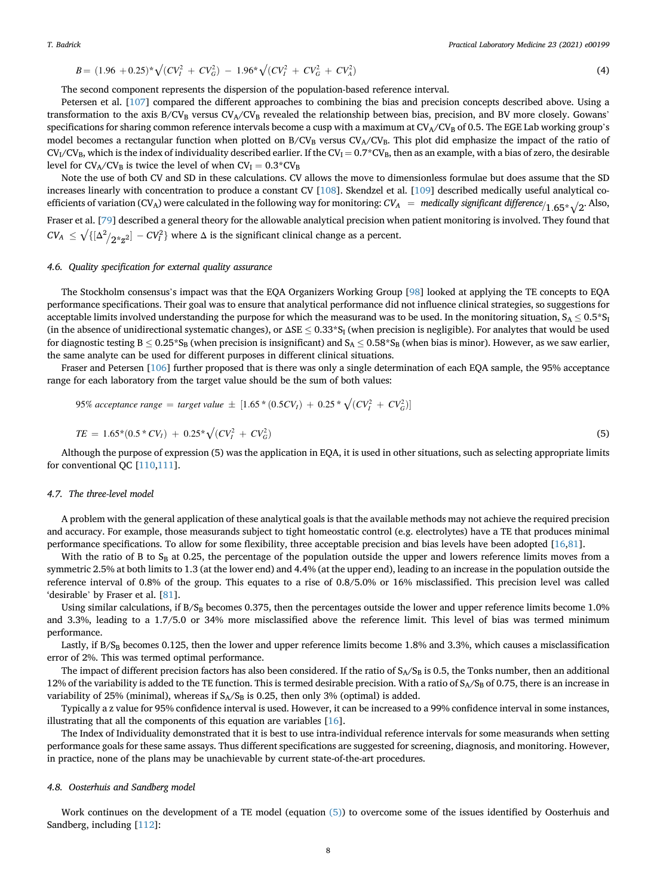$$B = (1.96 + 0.25)*\sqrt{(CV_I^2 + CV_G^2)} - 1.96*\sqrt{(CV_I^2 + CV_G^2 + CV_A^2)} \quad (4)$$

The second component represents the dispersion of the population-based reference interval.

Petersen et al. [107] compared the different approaches to combining the bias and precision concepts described above. Using a transformation to the axis $B/CV_B$ versus $CV_A/CV_B$ revealed the relationship between bias, precision, and BV more closely. Gowans' specifications for sharing common reference intervals become a cusp with a maximum at $CV_A/CV_B$ of 0.5. The EGE Lab working group's model becomes a rectangular function when plotted on $B/CV_B$ versus $CV_A/CV_B$. This plot did emphasize the impact of the ratio of $CV_I/CV_B$, which is the index of individuality described earlier. If the $CV_I = 0.7*CV_B$, then as an example, with a bias of zero, the desirable level for $CV_A/CV_B$ is twice the level of when $CV_I = 0.3*CV_B$

Note the use of both CV and SD in these calculations. CV allows the move to dimensionless formulae but does assume that the SD increases linearly with concentration to produce a constant CV [108]. Skendzel et al. [109] described medically useful analytical coefficients of variation ($CV_A$) were calculated in the following way for monitoring: $CV_A = \textit{medically significant difference}/1.65*\sqrt{2}$. Also, Fraser et al. [79] described a general theory for the allowable analytical precision when patient monitoring is involved. They found that $CV_A \leq \sqrt{\{[\Delta^2/2*z^2] - CV_I^2\}}$ where Δ is the significant clinical change as a percent.

### 4.6. Quality specification for external quality assurance

The Stockholm consensus's impact was that the EQA Organizers Working Group [98] looked at applying the TE concepts to EQA performance specifications. Their goal was to ensure that analytical performance did not influence clinical strategies, so suggestions for acceptable limits involved understanding the purpose for which the measurand was to be used. In the monitoring situation, $S_A \leq 0.5*S_I$ (in the absence of unidirectional systematic changes), or $\Delta SE \leq 0.33*S_I$ (when precision is negligible). For analytes that would be used for diagnostic testing $B \leq 0.25*S_B$ (when precision is insignificant) and $S_A \leq 0.58*S_B$ (when bias is minor). However, as we saw earlier, the same analyte can be used for different purposes in different clinical situations.

Fraser and Petersen [106] further proposed that is there was only a single determination of each EQA sample, the 95% acceptance range for each laboratory from the target value should be the sum of both values:

$$95\%\ \textit{acceptance range} = \textit{target value} \pm [1.65*(0.5CV_I) + 0.25*\sqrt{(CV_I^2 + CV_G^2)}]$$

$$TE = 1.65*(0.5*CV_I) + 0.25*\sqrt{(CV_I^2 + CV_G^2)} \quad (5)$$

Although the purpose of expression (5) was the application in EQA, it is used in other situations, such as selecting appropriate limits for conventional QC [110,111].

### 4.7. The three-level model

A problem with the general application of these analytical goals is that the available methods may not achieve the required precision and accuracy. For example, those measurands subject to tight homeostatic control (e.g. electrolytes) have a TE that produces minimal performance specifications. To allow for some flexibility, three acceptable precision and bias levels have been adopted [16,81].

With the ratio of B to $S_B$ at 0.25, the percentage of the population outside the upper and lowers reference limits moves from a symmetric 2.5% at both limits to 1.3 (at the lower end) and 4.4% (at the upper end), leading to an increase in the population outside the reference interval of 0.8% of the group. This equates to a rise of 0.8/5.0% or 16% misclassified. This precision level was called 'desirable' by Fraser et al. [81].

Using similar calculations, if $B/S_B$ becomes 0.375, then the percentages outside the lower and upper reference limits become 1.0% and 3.3%, leading to a 1.7/5.0 or 34% more misclassified above the reference limit. This level of bias was termed minimum performance.

Lastly, if $B/S_B$ becomes 0.125, then the lower and upper reference limits become 1.8% and 3.3%, which causes a misclassification error of 2%. This was termed optimal performance.

The impact of different precision factors has also been considered. If the ratio of $S_A/S_B$ is 0.5, the Tonks number, then an additional 12% of the variability is added to the TE function. This is termed desirable precision. With a ratio of $S_A/S_B$ of 0.75, there is an increase in variability of 25% (minimal), whereas if $S_A/S_B$ is 0.25, then only 3% (optimal) is added.

Typically a z value for 95% confidence interval is used. However, it can be increased to a 99% confidence interval in some instances, illustrating that all the components of this equation are variables [16].

The Index of Individuality demonstrated that it is best to use intra-individual reference intervals for some measurands when setting performance goals for these same assays. Thus different specifications are suggested for screening, diagnosis, and monitoring. However, in practice, none of the plans may be unachievable by current state-of-the-art procedures.

### 4.8. Oosterhuis and Sandberg model

Work continues on the development of a TE model (equation (5)) to overcome some of the issues identified by Oosterhuis and Sandberg, including [112]: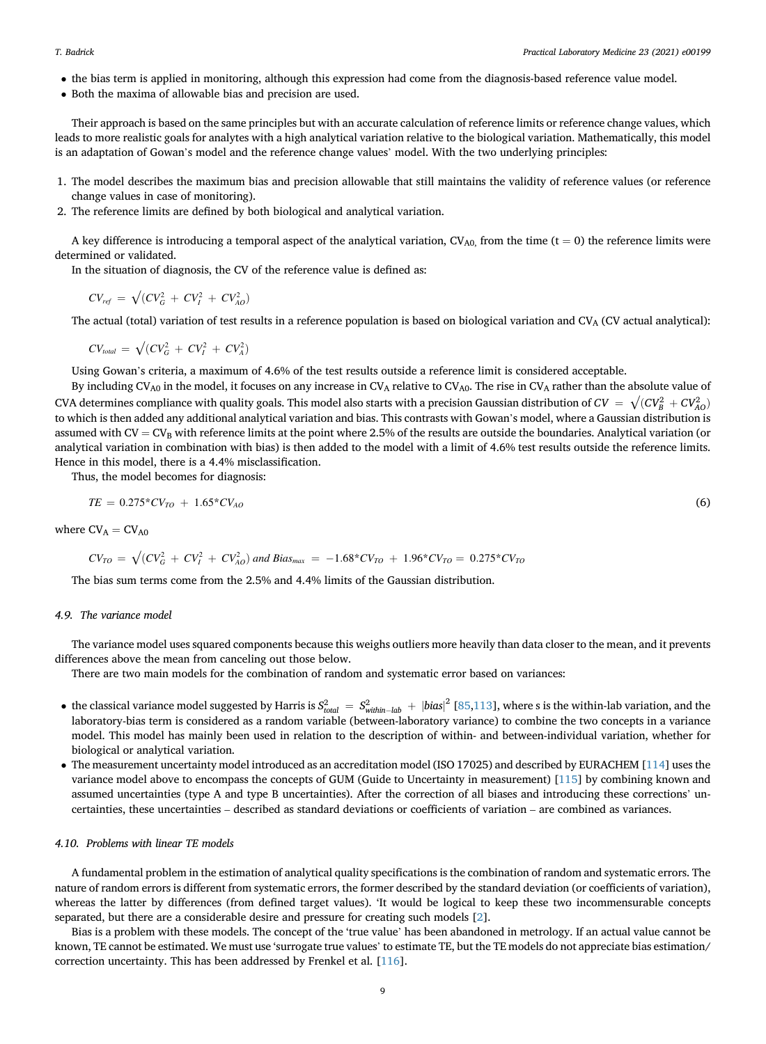- the bias term is applied in monitoring, although this expression had come from the diagnosis-based reference value model.
- Both the maxima of allowable bias and precision are used.

Their approach is based on the same principles but with an accurate calculation of reference limits or reference change values, which leads to more realistic goals for analytes with a high analytical variation relative to the biological variation. Mathematically, this model is an adaptation of Gowan's model and the reference change values' model. With the two underlying principles:

1. The model describes the maximum bias and precision allowable that still maintains the validity of reference values (or reference change values in case of monitoring).
2. The reference limits are defined by both biological and analytical variation.

A key difference is introducing a temporal aspect of the analytical variation, $CV_{A0,}$ from the time ($t = 0$) the reference limits were determined or validated.

In the situation of diagnosis, the CV of the reference value is defined as:

$$CV_{ref} = \sqrt{(CV_G^2 + CV_I^2 + CV_{AO}^2)}$$

The actual (total) variation of test results in a reference population is based on biological variation and $CV_A$ (CV actual analytical):

$$CV_{total} = \sqrt{(CV_G^2 + CV_I^2 + CV_A^2)}$$

Using Gowan's criteria, a maximum of 4.6% of the test results outside a reference limit is considered acceptable.

By including $CV_{A0}$ in the model, it focuses on any increase in $CV_A$ relative to $CV_{A0}$. The rise in $CV_A$ rather than the absolute value of CVA determines compliance with quality goals. This model also starts with a precision Gaussian distribution of $CV = \sqrt{(CV_B^2 + CV_{AO}^2)}$ to which is then added any additional analytical variation and bias. This contrasts with Gowan's model, where a Gaussian distribution is assumed with $CV = CV_B$ with reference limits at the point where 2.5% of the results are outside the boundaries. Analytical variation (or analytical variation in combination with bias) is then added to the model with a limit of 4.6% test results outside the reference limits. Hence in this model, there is a 4.4% misclassification.

Thus, the model becomes for diagnosis:

$$TE = 0.275*CV_{TO} + 1.65*CV_{AO} \tag{6}$$

where $CV_A = CV_{A0}$

$$CV_{TO} = \sqrt{(CV_G^2 + CV_I^2 + CV_{AO}^2)} \text{ and } Bias_{max} = -1.68*CV_{TO} + 1.96*CV_{TO} = 0.275*CV_{TO}$$

The bias sum terms come from the 2.5% and 4.4% limits of the Gaussian distribution.

### 4.9. The variance model

The variance model uses squared components because this weighs outliers more heavily than data closer to the mean, and it prevents differences above the mean from canceling out those below.

There are two main models for the combination of random and systematic error based on variances:

- the classical variance model suggested by Harris is $S_{total}^2 = S_{within-lab}^2 + |bias|^2$ [85,113], where s is the within-lab variation, and the laboratory-bias term is considered as a random variable (between-laboratory variance) to combine the two concepts in a variance model. This model has mainly been used in relation to the description of within- and between-individual variation, whether for biological or analytical variation.
- The measurement uncertainty model introduced as an accreditation model (ISO 17025) and described by EURACHEM [114] uses the variance model above to encompass the concepts of GUM (Guide to Uncertainty in measurement) [115] by combining known and assumed uncertainties (type A and type B uncertainties). After the correction of all biases and introducing these corrections' uncertainties, these uncertainties – described as standard deviations or coefficients of variation – are combined as variances.

### 4.10. Problems with linear TE models

A fundamental problem in the estimation of analytical quality specifications is the combination of random and systematic errors. The nature of random errors is different from systematic errors, the former described by the standard deviation (or coefficients of variation), whereas the latter by differences (from defined target values). 'It would be logical to keep these two incommensurable concepts separated, but there are a considerable desire and pressure for creating such models [2].

Bias is a problem with these models. The concept of the 'true value' has been abandoned in metrology. If an actual value cannot be known, TE cannot be estimated. We must use 'surrogate true values' to estimate TE, but the TE models do not appreciate bias estimation/correction uncertainty. This has been addressed by Frenkel et al. [116].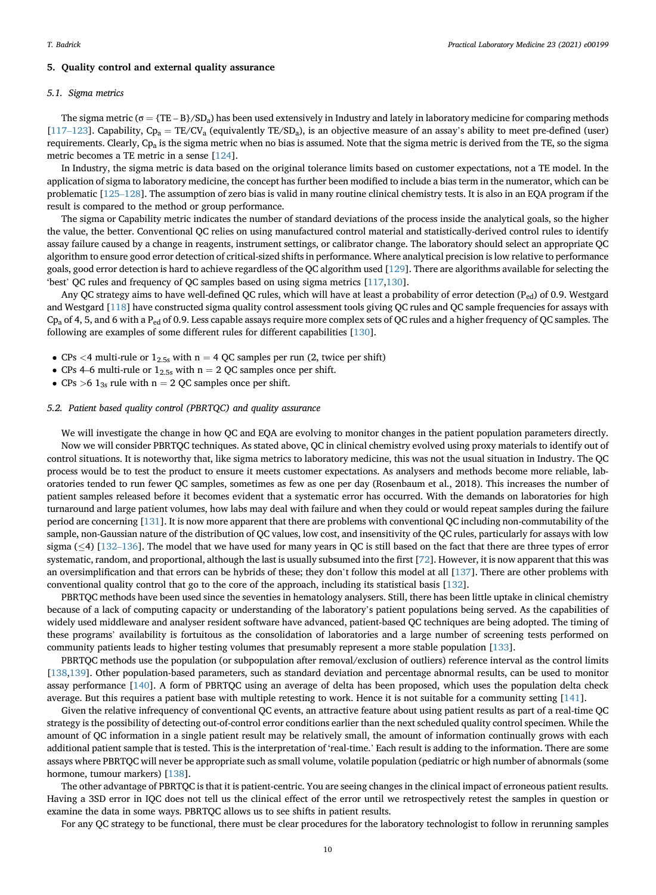## 5. Quality control and external quality assurance

### 5.1. Sigma metrics

The sigma metric ($\sigma = \{TE - B\}/SD_a$) has been used extensively in Industry and lately in laboratory medicine for comparing methods [117–123]. Capability, $Cp_a = TE/CV_a$ (equivalently $TE/SD_a$), is an objective measure of an assay's ability to meet pre-defined (user) requirements. Clearly, $Cp_a$ is the sigma metric when no bias is assumed. Note that the sigma metric is derived from the TE, so the sigma metric becomes a TE metric in a sense [124].

In Industry, the sigma metric is data based on the original tolerance limits based on customer expectations, not a TE model. In the application of sigma to laboratory medicine, the concept has further been modified to include a bias term in the numerator, which can be problematic [125–128]. The assumption of zero bias is valid in many routine clinical chemistry tests. It is also in an EQA program if the result is compared to the method or group performance.

The sigma or Capability metric indicates the number of standard deviations of the process inside the analytical goals, so the higher the value, the better. Conventional QC relies on using manufactured control material and statistically-derived control rules to identify assay failure caused by a change in reagents, instrument settings, or calibrator change. The laboratory should select an appropriate QC algorithm to ensure good error detection of critical-sized shifts in performance. Where analytical precision is low relative to performance goals, good error detection is hard to achieve regardless of the QC algorithm used [129]. There are algorithms available for selecting the 'best' QC rules and frequency of QC samples based on using sigma metrics [117,130].

Any QC strategy aims to have well-defined QC rules, which will have at least a probability of error detection ($P_{ed}$) of 0.9. Westgard and Westgard [118] have constructed sigma quality control assessment tools giving QC rules and QC sample frequencies for assays with $Cp_a$ of 4, 5, and 6 with a $P_{ed}$ of 0.9. Less capable assays require more complex sets of QC rules and a higher frequency of QC samples. The following are examples of some different rules for different capabilities [130].

- CPs <4 multi-rule or $1_{2.5s}$ with n = 4 QC samples per run (2, twice per shift)
- CPs 4–6 multi-rule or $1_{2.5s}$ with n = 2 QC samples once per shift.
- CPs >6 $1_{3s}$ rule with n = 2 QC samples once per shift.

### 5.2. Patient based quality control (PBRTQC) and quality assurance

We will investigate the change in how QC and EQA are evolving to monitor changes in the patient population parameters directly.

Now we will consider PBRTQC techniques. As stated above, QC in clinical chemistry evolved using proxy materials to identify out of control situations. It is noteworthy that, like sigma metrics to laboratory medicine, this was not the usual situation in Industry. The QC process would be to test the product to ensure it meets customer expectations. As analysers and methods become more reliable, laboratories tended to run fewer QC samples, sometimes as few as one per day (Rosenbaum et al., 2018). This increases the number of patient samples released before it becomes evident that a systematic error has occurred. With the demands on laboratories for high turnaround and large patient volumes, how labs may deal with failure and when they could or would repeat samples during the failure period are concerning [131]. It is now more apparent that there are problems with conventional QC including non-commutability of the sample, non-Gaussian nature of the distribution of QC values, low cost, and insensitivity of the QC rules, particularly for assays with low sigma (≤4) [132–136]. The model that we have used for many years in QC is still based on the fact that there are three types of error systematic, random, and proportional, although the last is usually subsumed into the first [72]. However, it is now apparent that this was an oversimplification and that errors can be hybrids of these; they don't follow this model at all [137]. There are other problems with conventional quality control that go to the core of the approach, including its statistical basis [132].

PBRTQC methods have been used since the seventies in hematology analysers. Still, there has been little uptake in clinical chemistry because of a lack of computing capacity or understanding of the laboratory's patient populations being served. As the capabilities of widely used middleware and analyser resident software have advanced, patient-based QC techniques are being adopted. The timing of these programs' availability is fortuitous as the consolidation of laboratories and a large number of screening tests performed on community patients leads to higher testing volumes that presumably represent a more stable population [133].

PBRTQC methods use the population (or subpopulation after removal/exclusion of outliers) reference interval as the control limits [138,139]. Other population-based parameters, such as standard deviation and percentage abnormal results, can be used to monitor assay performance [140]. A form of PBRTQC using an average of delta has been proposed, which uses the population delta check average. But this requires a patient base with multiple retesting to work. Hence it is not suitable for a community setting [141].

Given the relative infrequency of conventional QC events, an attractive feature about using patient results as part of a real-time QC strategy is the possibility of detecting out-of-control error conditions earlier than the next scheduled quality control specimen. While the amount of QC information in a single patient result may be relatively small, the amount of information continually grows with each additional patient sample that is tested. This is the interpretation of 'real-time.' Each result is adding to the information. There are some assays where PBRTQC will never be appropriate such as small volume, volatile population (pediatric or high number of abnormals (some hormone, tumour markers) [138].

The other advantage of PBRTQC is that it is patient-centric. You are seeing changes in the clinical impact of erroneous patient results. Having a 3SD error in IQC does not tell us the clinical effect of the error until we retrospectively retest the samples in question or examine the data in some ways. PBRTQC allows us to see shifts in patient results.

For any QC strategy to be functional, there must be clear procedures for the laboratory technologist to follow in rerunning samples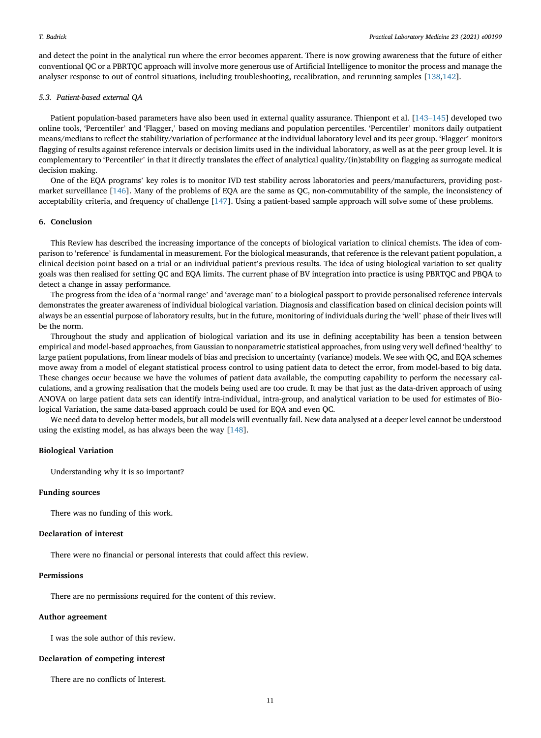and detect the point in the analytical run where the error becomes apparent. There is now growing awareness that the future of either conventional QC or a PBRTQC approach will involve more generous use of Artificial Intelligence to monitor the process and manage the analyser response to out of control situations, including troubleshooting, recalibration, and rerunning samples [138,142].

### 5.3. Patient-based external QA

Patient population-based parameters have also been used in external quality assurance. Thienpont et al. [143–145] developed two online tools, 'Percentiler' and 'Flagger,' based on moving medians and population percentiles. 'Percentiler' monitors daily outpatient means/medians to reflect the stability/variation of performance at the individual laboratory level and its peer group. 'Flagger' monitors flagging of results against reference intervals or decision limits used in the individual laboratory, as well as at the peer group level. It is complementary to 'Percentiler' in that it directly translates the effect of analytical quality/(in)stability on flagging as surrogate medical decision making.

One of the EQA programs' key roles is to monitor IVD test stability across laboratories and peers/manufacturers, providing post-market surveillance [146]. Many of the problems of EQA are the same as QC, non-commutability of the sample, the inconsistency of acceptability criteria, and frequency of challenge [147]. Using a patient-based sample approach will solve some of these problems.

## 6. Conclusion

This Review has described the increasing importance of the concepts of biological variation to clinical chemists. The idea of comparison to 'reference' is fundamental in measurement. For the biological measurands, that reference is the relevant patient population, a clinical decision point based on a trial or an individual patient's previous results. The idea of using biological variation to set quality goals was then realised for setting QC and EQA limits. The current phase of BV integration into practice is using PBRTQC and PBQA to detect a change in assay performance.

The progress from the idea of a 'normal range' and 'average man' to a biological passport to provide personalised reference intervals demonstrates the greater awareness of individual biological variation. Diagnosis and classification based on clinical decision points will always be an essential purpose of laboratory results, but in the future, monitoring of individuals during the 'well' phase of their lives will be the norm.

Throughout the study and application of biological variation and its use in defining acceptability has been a tension between empirical and model-based approaches, from Gaussian to nonparametric statistical approaches, from using very well defined 'healthy' to large patient populations, from linear models of bias and precision to uncertainty (variance) models. We see with QC, and EQA schemes move away from a model of elegant statistical process control to using patient data to detect the error, from model-based to big data. These changes occur because we have the volumes of patient data available, the computing capability to perform the necessary calculations, and a growing realisation that the models being used are too crude. It may be that just as the data-driven approach of using ANOVA on large patient data sets can identify intra-individual, intra-group, and analytical variation to be used for estimates of Biological Variation, the same data-based approach could be used for EQA and even QC.

We need data to develop better models, but all models will eventually fail. New data analysed at a deeper level cannot be understood using the existing model, as has always been the way [148].

## Biological Variation

Understanding why it is so important?

## Funding sources

There was no funding of this work.

## Declaration of interest

There were no financial or personal interests that could affect this review.

## Permissions

There are no permissions required for the content of this review.

## Author agreement

I was the sole author of this review.

## Declaration of competing interest

There are no conflicts of Interest.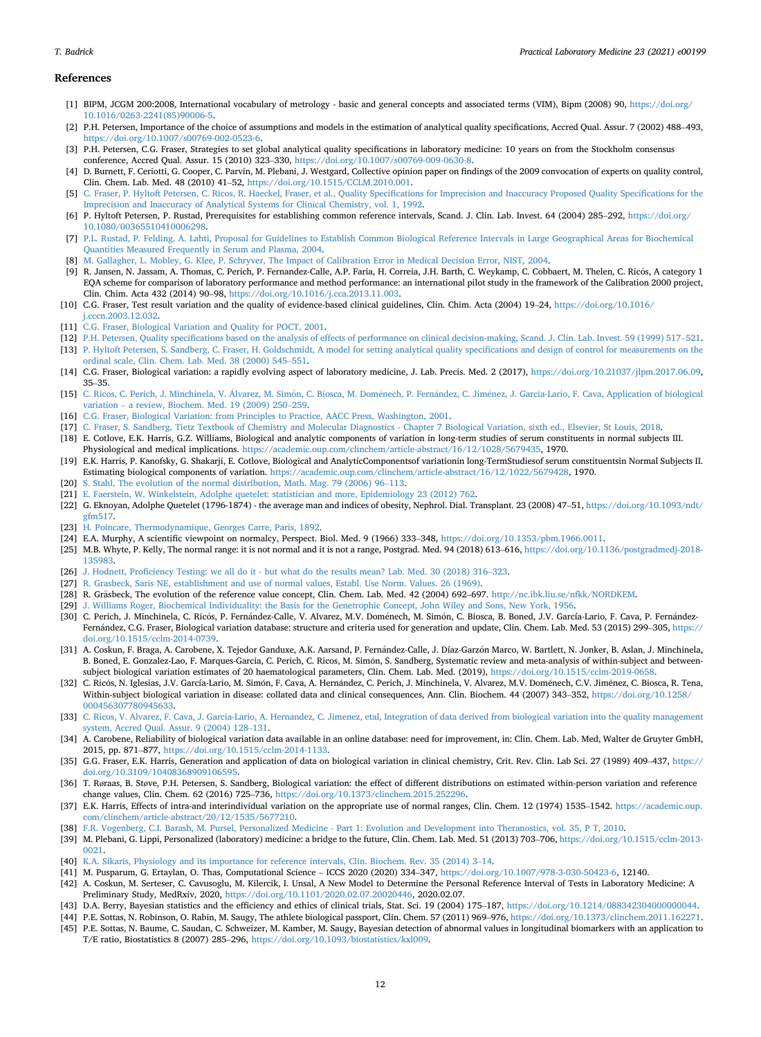## References

[1] BIPM, JCGM 200:2008, International vocabulary of metrology - basic and general concepts and associated terms (VIM), Bipm (2008) 90, https://doi.org/10.1016/0263-2241(85)90006-5.

[2] P.H. Petersen, Importance of the choice of assumptions and models in the estimation of analytical quality specifications, Accred Qual. Assur. 7 (2002) 488–493, https://doi.org/10.1007/s00769-002-0523-6.

[3] P.H. Petersen, C.G. Fraser, Strategies to set global analytical quality specifications in laboratory medicine: 10 years on from the Stockholm consensus conference, Accred Qual. Assur. 15 (2010) 323–330, https://doi.org/10.1007/s00769-009-0630-8.

[4] D. Burnett, F. Ceriotti, G. Cooper, C. Parvin, M. Plebani, J. Westgard, Collective opinion paper on findings of the 2009 convocation of experts on quality control, Clin. Chem. Lab. Med. 48 (2010) 41–52, https://doi.org/10.1515/CCLM.2010.001.

[5] C. Fraser, P. Hyltoft Petersen, C. Ricos, R. Haeckel, Fraser, et al., Quality Specifications for Imprecision and Inaccuracy Proposed Quality Specifications for the Imprecision and Inaccuracy of Analytical Systems for Clinical Chemistry, vol. 1, 1992.

[6] P. Hyltoft Petersen, P. Rustad, Prerequisites for establishing common reference intervals, Scand. J. Clin. Lab. Invest. 64 (2004) 285–292, https://doi.org/10.1080/00365510410006298.

[7] P.L. Rustad, P. Felding, A. Lahti, Proposal for Guidelines to Establish Common Biological Reference Intervals in Large Geographical Areas for Biochemical Quantities Measured Frequently in Serum and Plasma, 2004.

[8] M. Gallagher, L. Mobley, G. Klee, P. Schryver, The Impact of Calibration Error in Medical Decision Error, NIST, 2004.

[9] R. Jansen, N. Jassam, A. Thomas, C. Perich, P. Fernandez-Calle, A.P. Faria, H. Correia, J.H. Barth, C. Weykamp, C. Cobbaert, M. Thelen, C. Ricós, A category 1 EQA scheme for comparison of laboratory performance and method performance: an international pilot study in the framework of the Calibration 2000 project, Clin. Chim. Acta 432 (2014) 90–98, https://doi.org/10.1016/j.cca.2013.11.003.

[10] C.G. Fraser, Test result variation and the quality of evidence-based clinical guidelines, Clin. Chim. Acta (2004) 19–24, https://doi.org/10.1016/j.cccn.2003.12.032.

[11] C.G. Fraser, Biological Variation and Quality for POCT, 2001.

[12] P.H. Petersen, Quality specifications based on the analysis of effects of performance on clinical decision-making, Scand. J. Clin. Lab. Invest. 59 (1999) 517–521.

[13] P. Hyltoft Petersen, S. Sandberg, C. Fraser, H. Goldschmidt, A model for setting analytical quality specifications and design of control for measurements on the ordinal scale, Clin. Chem. Lab. Med. 38 (2000) 545–551.

[14] C.G. Fraser, Biological variation: a rapidly evolving aspect of laboratory medicine, J. Lab. Precis. Med. 2 (2017), https://doi.org/10.21037/jlpm.2017.06.09, 35–35.

[15] C. Ricos, C. Perich, J. Minchinela, V. Álvarez, M. Simón, C. Biosca, M. Doménech, P. Fernández, C. Jiménez, J. Garcia-Lario, F. Cava, Application of biological variation – a review, Biochem. Med. 19 (2009) 250–259.

[16] C.G. Fraser, Biological Variation: from Principles to Practice, AACC Press, Washington, 2001.

[17] C. Fraser, S. Sandberg, Tietz Textbook of Chemistry and Molecular Diagnostics - Chapter 7 Biological Variation, sixth ed., Elsevier, St Louis, 2018.

[18] E. Cotlove, E.K. Harris, G.Z. Williams, Biological and analytic components of variation in long-term studies of serum constituents in normal subjects III. Physiological and medical implications. https://academic.oup.com/clinchem/article-abstract/16/12/1028/5679435, 1970.

[19] E.K. Harris, P. Kanofsky, G. Shakarji, E. Cotlove, Biological and AnalyticComponentsof variationin long-TermStudiesof serum constituentsin Normal Subjects II. Estimating biological components of variation. https://academic.oup.com/clinchem/article-abstract/16/12/1022/5679428, 1970.

[20] S. Stahl, The evolution of the normal distribution, Math. Mag. 79 (2006) 96–113.

[21] E. Faerstein, W. Winkelstein, Adolphe quetelet: statistician and more, Epidemiology 23 (2012) 762.

[22] G. Eknoyan, Adolphe Quetelet (1796-1874) - the average man and indices of obesity, Nephrol. Dial. Transplant. 23 (2008) 47–51, https://doi.org/10.1093/ndt/gfm517.

[23] H. Poincare, Thermodynamique, Georges Carre, Paris, 1892.

[24] E.A. Murphy, A scientific viewpoint on normalcy, Perspect. Biol. Med. 9 (1966) 333–348, https://doi.org/10.1353/pbm.1966.0011.

[25] M.B. Whyte, P. Kelly, The normal range: it is not normal and it is not a range, Postgrad. Med. 94 (2018) 613–616, https://doi.org/10.1136/postgradmedj-2018-135983.

[26] J. Hodnett, Proficiency Testing: we all do it - but what do the results mean? Lab. Med. 30 (2018) 316–323.

[27] R. Grasbeck, Saris NE, establishment and use of normal values, Establ. Use Norm. Values. 26 (1969).

[28] R. Gräsbeck, The evolution of the reference value concept, Clin. Chem. Lab. Med. 42 (2004) 692–697. http://nc.ibk.liu.se/nfkk/NORDKEM.

[29] J. Williams Roger, Biochemical Individuality: the Basis for the Genetrophic Concept, John Wiley and Sons, New York, 1956.

[30] C. Perich, J. Minchinela, C. Ricós, P. Fernández-Calle, V. Alvarez, M.V. Doménech, M. Simón, C. Biosca, B. Boned, J.V. García-Lario, F. Cava, P. Fernández-Fernández, C.G. Fraser, Biological variation database: structure and criteria used for generation and update, Clin. Chem. Lab. Med. 53 (2015) 299–305, https://doi.org/10.1515/cclm-2014-0739.

[31] A. Coskun, F. Braga, A. Carobene, X. Tejedor Ganduxe, A.K. Aarsand, P. Fernández-Calle, J. Díaz-Garzón Marco, W. Bartlett, N. Jonker, B. Aslan, J. Minchinela, B. Boned, E. Gonzalez-Lao, F. Marques-Garcia, C. Perich, C. Ricos, M. Simón, S. Sandberg, Systematic review and meta-analysis of within-subject and between-subject biological variation estimates of 20 haematological parameters, Clin. Chem. Lab. Med. (2019), https://doi.org/10.1515/cclm-2019-0658.

[32] C. Ricós, N. Iglesias, J.V. García-Lario, M. Simón, F. Cava, A. Hernández, C. Perich, J. Minchinela, V. Alvarez, M.V. Doménech, C.V. Jiménez, C. Biosca, R. Tena, Within-subject biological variation in disease: collated data and clinical consequences, Ann. Clin. Biochem. 44 (2007) 343–352, https://doi.org/10.1258/000456307780945633.

[33] C. Ricos, V. Alvarez, F. Cava, J. Garcia-Lario, A. Hernandez, C. Jimenez, etal, Integration of data derived from biological variation into the quality management system, Accred Qual. Assur. 9 (2004) 128–131.

[34] A. Carobene, Reliability of biological variation data available in an online database: need for improvement, in: Clin. Chem. Lab. Med, Walter de Gruyter GmbH, 2015, pp. 871–877, https://doi.org/10.1515/cclm-2014-1133.

[35] G.G. Fraser, E.K. Harris, Generation and application of data on biological variation in clinical chemistry, Crit. Rev. Clin. Lab Sci. 27 (1989) 409–437, https://doi.org/10.3109/10408368909106595.

[36] T. Røraas, B. Støve, P.H. Petersen, S. Sandberg, Biological variation: the effect of different distributions on estimated within-person variation and reference change values, Clin. Chem. 62 (2016) 725–736, https://doi.org/10.1373/clinchem.2015.252296.

[37] E.K. Harris, Effects of intra-and interindividual variation on the appropriate use of normal ranges, Clin. Chem. 12 (1974) 1535–1542. https://academic.oup.com/clinchem/article-abstract/20/12/1535/5677210.

[38] F.R. Vogenberg, C.I. Barash, M. Pursel, Personalized Medicine - Part 1: Evolution and Development into Theranostics, vol. 35, P T, 2010.

[39] M. Plebani, G. Lippi, Personalized (laboratory) medicine: a bridge to the future, Clin. Chem. Lab. Med. 51 (2013) 703–706, https://doi.org/10.1515/cclm-2013-0021.

[40] K.A. Sikaris, Physiology and its importance for reference intervals, Clin. Biochem. Rev. 35 (2014) 3–14.

[41] M. Pusparum, G. Ertaylan, O. Thas, Computational Science – ICCS 2020 (2020) 334–347, https://doi.org/10.1007/978-3-030-50423-6, 12140.

[42] A. Coskun, M. Serteser, C. Cavusoglu, M. Kilercik, I. Unsal, A New Model to Determine the Personal Reference Interval of Tests in Laboratory Medicine: A Preliminary Study, MedRxiv, 2020, https://doi.org/10.1101/2020.02.07.20020446, 2020.02.07.

[43] D.A. Berry, Bayesian statistics and the efficiency and ethics of clinical trials, Stat. Sci. 19 (2004) 175–187, https://doi.org/10.1214/088342304000000044.

[44] P.E. Sottas, N. Robinson, O. Rabin, M. Saugy, The athlete biological passport, Clin. Chem. 57 (2011) 969–976, https://doi.org/10.1373/clinchem.2011.162271.

[45] P.E. Sottas, N. Baume, C. Saudan, C. Schweizer, M. Kamber, M. Saugy, Bayesian detection of abnormal values in longitudinal biomarkers with an application to T/E ratio, Biostatistics 8 (2007) 285–296, https://doi.org/10.1093/biostatistics/kxl009.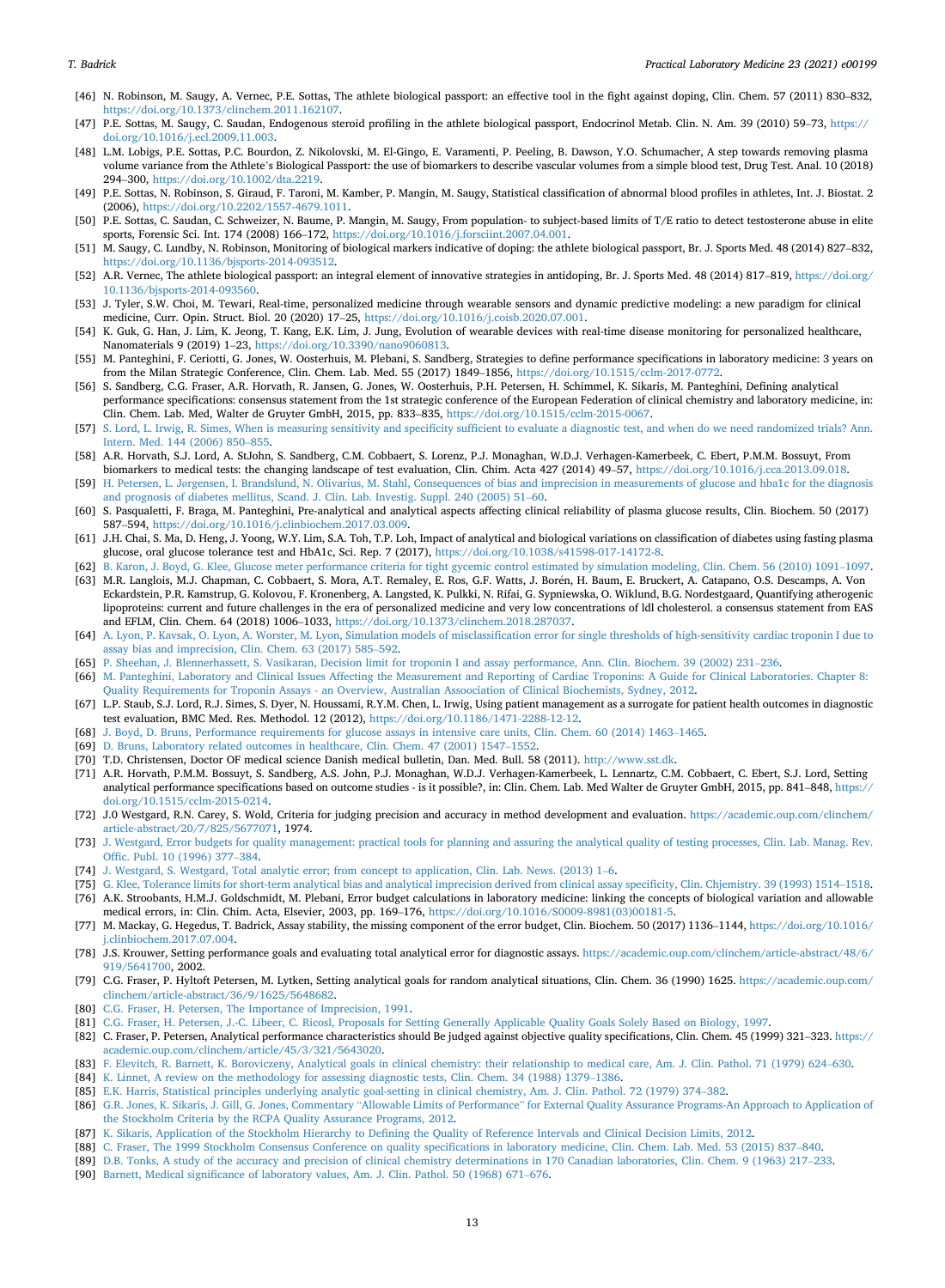[46] N. Robinson, M. Saugy, A. Vernec, P.E. Sottas, The athlete biological passport: an effective tool in the fight against doping, Clin. Chem. 57 (2011) 830–832, https://doi.org/10.1373/clinchem.2011.162107.

[47] P.E. Sottas, M. Saugy, C. Saudan, Endogenous steroid profiling in the athlete biological passport, Endocrinol Metab. Clin. N. Am. 39 (2010) 59–73, https://doi.org/10.1016/j.ecl.2009.11.003.

[48] L.M. Lobigs, P.E. Sottas, P.C. Bourdon, Z. Nikolovski, M. El-Gingo, E. Varamenti, P. Peeling, B. Dawson, Y.O. Schumacher, A step towards removing plasma volume variance from the Athlete's Biological Passport: the use of biomarkers to describe vascular volumes from a simple blood test, Drug Test. Anal. 10 (2018) 294–300, https://doi.org/10.1002/dta.2219.

[49] P.E. Sottas, N. Robinson, S. Giraud, F. Taroni, M. Kamber, P. Mangin, M. Saugy, Statistical classification of abnormal blood profiles in athletes, Int. J. Biostat. 2 (2006), https://doi.org/10.2202/1557-4679.1011.

[50] P.E. Sottas, C. Saudan, C. Schweizer, N. Baume, P. Mangin, M. Saugy, From population- to subject-based limits of T/E ratio to detect testosterone abuse in elite sports, Forensic Sci. Int. 174 (2008) 166–172, https://doi.org/10.1016/j.forsciint.2007.04.001.

[51] M. Saugy, C. Lundby, N. Robinson, Monitoring of biological markers indicative of doping: the athlete biological passport, Br. J. Sports Med. 48 (2014) 827–832, https://doi.org/10.1136/bjsports-2014-093512.

[52] A.R. Vernec, The athlete biological passport: an integral element of innovative strategies in antidoping, Br. J. Sports Med. 48 (2014) 817–819, https://doi.org/10.1136/bjsports-2014-093560.

[53] J. Tyler, S.W. Choi, M. Tewari, Real-time, personalized medicine through wearable sensors and dynamic predictive modeling: a new paradigm for clinical medicine, Curr. Opin. Struct. Biol. 20 (2020) 17–25, https://doi.org/10.1016/j.coisb.2020.07.001.

[54] K. Guk, G. Han, J. Lim, K. Jeong, T. Kang, E.K. Lim, J. Jung, Evolution of wearable devices with real-time disease monitoring for personalized healthcare, Nanomaterials 9 (2019) 1–23, https://doi.org/10.3390/nano9060813.

[55] M. Panteghini, F. Ceriotti, G. Jones, W. Oosterhuis, M. Plebani, S. Sandberg, Strategies to define performance specifications in laboratory medicine: 3 years on from the Milan Strategic Conference, Clin. Chem. Lab. Med. 55 (2017) 1849–1856, https://doi.org/10.1515/cclm-2017-0772.

[56] S. Sandberg, C.G. Fraser, A.R. Horvath, R. Jansen, G. Jones, W. Oosterhuis, P.H. Petersen, H. Schimmel, K. Sikaris, M. Panteghini, Defining analytical performance specifications: consensus statement from the 1st strategic conference of the European Federation of clinical chemistry and laboratory medicine, in: Clin. Chem. Lab. Med, Walter de Gruyter GmbH, 2015, pp. 833–835, https://doi.org/10.1515/cclm-2015-0067.

[57] S. Lord, L. Irwig, R. Simes, When is measuring sensitivity and specificity sufficient to evaluate a diagnostic test, and when do we need randomized trials? Ann. Intern. Med. 144 (2006) 850–855.

[58] A.R. Horvath, S.J. Lord, A. StJohn, S. Sandberg, C.M. Cobbaert, S. Lorenz, P.J. Monaghan, W.D.J. Verhagen-Kamerbeek, C. Ebert, P.M.M. Bossuyt, From biomarkers to medical tests: the changing landscape of test evaluation, Clin. Chim. Acta 427 (2014) 49–57, https://doi.org/10.1016/j.cca.2013.09.018.

[59] H. Petersen, L. Jørgensen, I. Brandslund, N. Olivarius, M. Stahl, Consequences of bias and imprecision in measurements of glucose and hba1c for the diagnosis and prognosis of diabetes mellitus, Scand. J. Clin. Lab. Investig. Suppl. 240 (2005) 51–60.

[60] S. Pasqualetti, F. Braga, M. Panteghini, Pre-analytical and analytical aspects affecting clinical reliability of plasma glucose results, Clin. Biochem. 50 (2017) 587–594, https://doi.org/10.1016/j.clinbiochem.2017.03.009.

[61] J.H. Chai, S. Ma, D. Heng, J. Yoong, W.Y. Lim, S.A. Toh, T.P. Loh, Impact of analytical and biological variations on classification of diabetes using fasting plasma glucose, oral glucose tolerance test and HbA1c, Sci. Rep. 7 (2017), https://doi.org/10.1038/s41598-017-14172-8.

[62] B. Karon, J. Boyd, G. Klee, Glucose meter performance criteria for tight gycemic control estimated by simulation modeling, Clin. Chem. 56 (2010) 1091–1097.

[63] M.R. Langlois, M.J. Chapman, C. Cobbaert, S. Mora, A.T. Remaley, E. Ros, G.F. Watts, J. Borén, H. Baum, E. Bruckert, A. Catapano, O.S. Descamps, A. Von Eckardstein, P.R. Kamstrup, G. Kolovou, F. Kronenberg, A. Langsted, K. Pulkki, N. Rifai, G. Sypniewska, O. Wiklund, B.G. Nordestgaard, Quantifying atherogenic lipoproteins: current and future challenges in the era of personalized medicine and very low concentrations of ldl cholesterol. a consensus statement from EAS and EFLM, Clin. Chem. 64 (2018) 1006–1033, https://doi.org/10.1373/clinchem.2018.287037.

[64] A. Lyon, P. Kavsak, O. Lyon, A. Worster, M. Lyon, Simulation models of misclassification error for single thresholds of high-sensitivity cardiac troponin I due to assay bias and imprecision, Clin. Chem. 63 (2017) 585–592.

[65] P. Sheehan, J. Blennerhassett, S. Vasikaran, Decision limit for troponin I and assay performance, Ann. Clin. Biochem. 39 (2002) 231–236.

[66] M. Panteghini, Laboratory and Clinical Issues Affecting the Measurement and Reporting of Cardiac Troponins: A Guide for Clinical Laboratories. Chapter 8: Quality Requirements for Troponin Assays - an Overview, Australian Association of Clinical Biochemists, Sydney, 2012.

[67] L.P. Staub, S.J. Lord, R.J. Simes, S. Dyer, N. Houssami, R.Y.M. Chen, L. Irwig, Using patient management as a surrogate for patient health outcomes in diagnostic test evaluation, BMC Med. Res. Methodol. 12 (2012), https://doi.org/10.1186/1471-2288-12-12.

[68] J. Boyd, D. Bruns, Performance requirements for glucose assays in intensive care units, Clin. Chem. 60 (2014) 1463–1465.

[69] D. Bruns, Laboratory related outcomes in healthcare, Clin. Chem. 47 (2001) 1547–1552.

[70] T.D. Christensen, Doctor OF medical science Danish medical bulletin, Dan. Med. Bull. 58 (2011). http://www.sst.dk.

[71] A.R. Horvath, P.M.M. Bossuyt, S. Sandberg, A.S. John, P.J. Monaghan, W.D.J. Verhagen-Kamerbeek, L. Lennartz, C.M. Cobbaert, C. Ebert, S.J. Lord, Setting analytical performance specifications based on outcome studies - is it possible?, in: Clin. Chem. Lab. Med Walter de Gruyter GmbH, 2015, pp. 841–848, https://doi.org/10.1515/cclm-2015-0214.

[72] J.0 Westgard, R.N. Carey, S. Wold, Criteria for judging precision and accuracy in method development and evaluation. https://academic.oup.com/clinchem/article-abstract/20/7/825/5677071, 1974.

[73] J. Westgard, Error budgets for quality management: practical tools for planning and assuring the analytical quality of testing processes, Clin. Lab. Manag. Rev. Offic. Publ. 10 (1996) 377–384.

[74] J. Westgard, S. Westgard, Total analytic error; from concept to application, Clin. Lab. News. (2013) 1–6.

[75] G. Klee, Tolerance limits for short-term analytical bias and analytical imprecision derived from clinical assay specificity, Clin. Chjemistry. 39 (1993) 1514–1518.

[76] A.K. Stroobants, H.M.J. Goldschmidt, M. Plebani, Error budget calculations in laboratory medicine: linking the concepts of biological variation and allowable medical errors, in: Clin. Chim. Acta, Elsevier, 2003, pp. 169–176, https://doi.org/10.1016/S0009-8981(03)00181-5.

[77] M. Mackay, G. Hegedus, T. Badrick, Assay stability, the missing component of the error budget, Clin. Biochem. 50 (2017) 1136–1144, https://doi.org/10.1016/j.clinbiochem.2017.07.004.

[78] J.S. Krouwer, Setting performance goals and evaluating total analytical error for diagnostic assays. https://academic.oup.com/clinchem/article-abstract/48/6/919/5641700, 2002.

[79] C.G. Fraser, P. Hyltoft Petersen, M. Lytken, Setting analytical goals for random analytical situations, Clin. Chem. 36 (1990) 1625. https://academic.oup.com/clinchem/article-abstract/36/9/1625/5648682.

[80] C.G. Fraser, H. Petersen, The Importance of Imprecision, 1991.

[81] C.G. Fraser, H. Petersen, J.-C. Libeer, C. Ricos, Proposals for Setting Generally Applicable Quality Goals Solely Based on Biology, 1997.

[82] C. Fraser, P. Petersen, Analytical performance characteristics should Be judged against objective quality specifications, Clin. Chem. 45 (1999) 321–323. https://academic.oup.com/clinchem/article/45/3/321/5643020.

[83] F. Elevitch, R. Barnett, K. Boroviczeny, Analytical goals in clinical chemistry: their relationship to medical care, Am. J. Clin. Pathol. 71 (1979) 624–630.

[84] K. Linnet, A review on the methodology for assessing diagnostic tests, Clin. Chem. 34 (1988) 1379–1386.

[85] E.K. Harris, Statistical principles underlying analytic goal-setting in clinical chemistry, Am. J. Clin. Pathol. 72 (1979) 374–382.

[86] G.R. Jones, K. Sikaris, J. Gill, G. Jones, Commentary "Allowable Limits of Performance" for External Quality Assurance Programs-An Approach to Application of the Stockholm Criteria by the RCPA Quality Assurance Programs, 2012.

[87] K. Sikaris, Application of the Stockholm Hierarchy to Defining the Quality of Reference Intervals and Clinical Decision Limits, 2012.

[88] C. Fraser, The 1999 Stockholm Consensus Conference on quality specifications in laboratory medicine, Clin. Chem. Lab. Med. 53 (2015) 837–840.

[89] D.B. Tonks, A study of the accuracy and precision of clinical chemistry determinations in 170 Canadian laboratories, Clin. Chem. 9 (1963) 217–233.

[90] Barnett, Medical significance of laboratory values, Am. J. Clin. Pathol. 50 (1968) 671–676.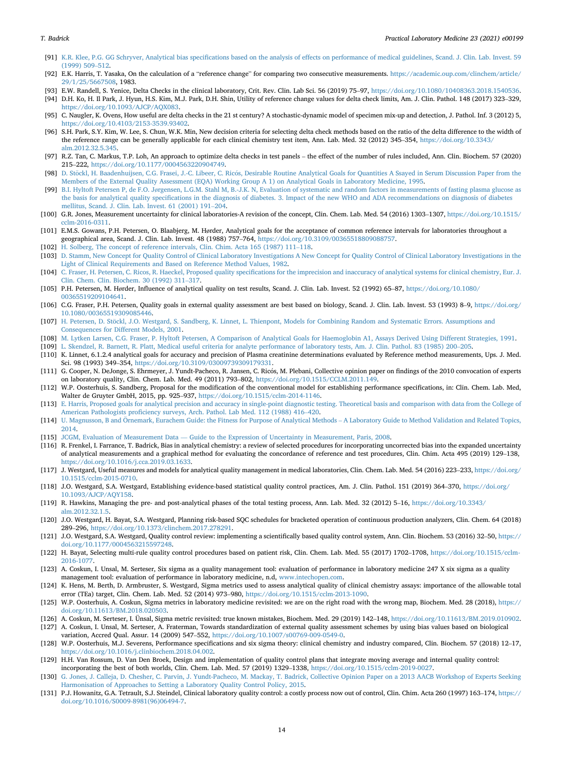[91] K.R. Klee, P.G. GG Schryver, Analytical bias specifications based on the analysis of effects on performance of medical guidelines, Scand. J. Clin. Lab. Invest. 59 (1999) 509–512.

[92] E.K. Harris, T. Yasaka, On the calculation of a "reference change" for comparing two consecutive measurements. https://academic.oup.com/clinchem/article/29/1/25/5667508, 1983.

[93] E.W. Randell, S. Yenice, Delta Checks in the clinical laboratory, Crit. Rev. Clin. Lab Sci. 56 (2019) 75–97, https://doi.org/10.1080/10408363.2018.1540536.

[94] D.H. Ko, H. Il Park, J. Hyun, H.S. Kim, M.J. Park, D.H. Shin, Utility of reference change values for delta check limits, Am. J. Clin. Pathol. 148 (2017) 323–329, https://doi.org/10.1093/AJCP/AQX083.

[95] C. Naugler, K. Ovens, How useful are delta checks in the 21 st century? A stochastic-dynamic model of specimen mix-up and detection, J. Pathol. Inf. 3 (2012) 5, https://doi.org/10.4103/2153-3539.93402.

[96] S.H. Park, S.Y. Kim, W. Lee, S. Chun, W.K. Min, New decision criteria for selecting delta check methods based on the ratio of the delta difference to the width of the reference range can be generally applicable for each clinical chemistry test item, Ann. Lab. Med. 32 (2012) 345–354, https://doi.org/10.3343/alm.2012.32.5.345.

[97] R.Z. Tan, C. Markus, T.P. Loh, An approach to optimize delta checks in test panels – the effect of the number of rules included, Ann. Clin. Biochem. 57 (2020) 215–222, https://doi.org/10.1177/0004563220904749.

[98] D. Stöckl, H. Baadenhuijsen, C.G. Frasei, J.-C. Libeer, C. Ricós, Desirable Routine Analytical Goals for Quantities A Ssayed in Serum Discussion Paper from the Members of the External Quality Assessment (EQA) Working Group A 1) on Analytical Goals in Laboratory Medicine, 1995.

[99] B.I. Hyltoft Petersen P, de F.O. Jørgensen, L.G.M. Stahl M, B.-J.K. N, Evaluation of systematic and random factors in measurements of fasting plasma glucose as the basis for analytical quality specifications in the diagnosis of diabetes. 3. Impact of the new WHO and ADA recommendations on diagnosis of diabetes mellitus, Scand. J. Clin. Lab. Invest. 61 (2001) 191–204.

[100] G.R. Jones, Measurement uncertainty for clinical laboratories-A revision of the concept, Clin. Chem. Lab. Med. 54 (2016) 1303–1307, https://doi.org/10.1515/cclm-2016-0311.

[101] E.M.S. Gowans, P.H. Petersen, O. Blaabjerg, M. Hørder, Analytical goals for the acceptance of common reference intervals for laboratories throughout a geographical area, Scand. J. Clin. Lab. Invest. 48 (1988) 757–764, https://doi.org/10.3109/00365518809088757.

[102] H. Solberg, The concept of reference intervals, Clin. Chim. Acta 165 (1987) 111–118.

[103] D. Stamm, New Concept for Quality Control of Clinical Laboratory Investigations A New Concept for Quality Control of Clinical Laboratory Investigations in the Light of Clinical Requirements and Based on Reference Method Values, 1982.

[104] C. Fraser, H. Petersen, C. Ricos, R. Haeckel, Proposed quality specifications for the imprecision and inaccuracy of analytical systems for clinical chemistry, Eur. J. Clin. Chem. Clin. Biochem. 30 (1992) 311–317.

[105] P.H. Petersen, M. Hørder, Influence of analytical quality on test results, Scand. J. Clin. Lab. Invest. 52 (1992) 65–87, https://doi.org/10.1080/00365519209104641.

[106] C.G. Fraser, P.H. Petersen, Quality goals in external quality assessment are best based on biology, Scand. J. Clin. Lab. Invest. 53 (1993) 8–9, https://doi.org/10.1080/00365519309085446.

[107] H. Petersen, D. Stöckl, J.O. Westgard, S. Sandberg, K. Linnet, L. Thienpont, Models for Combining Random and Systematic Errors. Assumptions and Consequences for Different Models, 2001.

[108] M. Lytken Larsen, C.G. Fraser, P. Hyltoft Petersen, A Comparison of Analytical Goals for Haemoglobin A1, Assays Derived Using Different Strategies, 1991.

[109] L. Skendzel, R. Barnett, R. Platt, Medical useful criteria for analyte performance of laboratory tests, Am. J. Clin. Pathol. 83 (1985) 200–205.

[110] K. Linnet, 6.1.2.4 analytical goals for accuracy and precision of Plasma creatinine determinations evaluated by Reference method measurements, Ups. J. Med. Sci. 98 (1993) 349–354, https://doi.org/10.3109/03009739309179331.

[111] G. Cooper, N. DeJonge, S. Ehrmeyer, J. Yundt-Pacheco, R. Jansen, C. Ricós, M. Plebani, Collective opinion paper on findings of the 2010 convocation of experts on laboratory quality, Clin. Chem. Lab. Med. 49 (2011) 793–802, https://doi.org/10.1515/CCLM.2011.149.

[112] W.P. Oosterhuis, S. Sandberg, Proposal for the modification of the conventional model for establishing performance specifications, in: Clin. Chem. Lab. Med, Walter de Gruyter GmbH, 2015, pp. 925–937, https://doi.org/10.1515/cclm-2014-1146.

[113] E. Harris, Proposed goals for analytical precision and accuracy in single-point diagnostic testing. Theoretical basis and comparison with data from the College of American Pathologists proficiency surveys, Arch. Pathol. Lab Med. 112 (1988) 416–420.

[114] U. Magnusson, B and Örnemark, Eurachem Guide: the Fitness for Purpose of Analytical Methods – A Laboratory Guide to Method Validation and Related Topics, 2014.

[115] JCGM, Evaluation of Measurement Data — Guide to the Expression of Uncertainty in Measurement, Paris, 2008.

[116] R. Frenkel, I. Farrance, T. Badrick, Bias in analytical chemistry: a review of selected procedures for incorporating uncorrected bias into the expanded uncertainty of analytical measurements and a graphical method for evaluating the concordance of reference and test procedures, Clin. Chim. Acta 495 (2019) 129–138, https://doi.org/10.1016/j.cca.2019.03.1633.

[117] J. Westgard, Useful measures and models for analytical quality management in medical laboratories, Clin. Chem. Lab. Med. 54 (2016) 223–233, https://doi.org/10.1515/cclm-2015-0710.

[118] J.O. Westgard, S.A. Westgard, Establishing evidence-based statistical quality control practices, Am. J. Clin. Pathol. 151 (2019) 364–370, https://doi.org/10.1093/AJCP/AQY158.

[119] R. Hawkins, Managing the pre- and post-analytical phases of the total testing process, Ann. Lab. Med. 32 (2012) 5–16, https://doi.org/10.3343/alm.2012.32.1.5.

[120] J.O. Westgard, H. Bayat, S.A. Westgard, Planning risk-based SQC schedules for bracketed operation of continuous production analyzers, Clin. Chem. 64 (2018) 289–296, https://doi.org/10.1373/clinchem.2017.278291.

[121] J.O. Westgard, S.A. Westgard, Quality control review: implementing a scientifically based quality control system, Ann. Clin. Biochem. 53 (2016) 32–50, https://doi.org/10.1177/0004563215597248.

[122] H. Bayat, Selecting multi-rule quality control procedures based on patient risk, Clin. Chem. Lab. Med. 55 (2017) 1702–1708, https://doi.org/10.1515/cclm-2016-1077.

[123] A. Coskun, I. Unsal, M. Serteser, Six sigma as a quality management tool: evaluation of performance in laboratory medicine 247 X six sigma as a quality management tool: evaluation of performance in laboratory medicine, n.d, www.intechopen.com.

[124] K. Hens, M. Berth, D. Armbruster, S. Westgard, Sigma metrics used to assess analytical quality of clinical chemistry assays: importance of the allowable total error (TEa) target, Clin. Chem. Lab. Med. 52 (2014) 973–980, https://doi.org/10.1515/cclm-2013-1090.

[125] W.P. Oosterhuis, A. Coskun, Sigma metrics in laboratory medicine revisited: we are on the right road with the wrong map, Biochem. Med. 28 (2018), https://doi.org/10.11613/BM.2018.020503.

[126] A. Coskun, M. Serteser, I. Ünsal, Sigma metric revisited: true known mistakes, Biochem. Med. 29 (2019) 142–148, https://doi.org/10.11613/BM.2019.010902.

[127] A. Coskun, I. Unsal, M. Serteser, A. Fraterman, Towards standardization of external quality assessment schemes by using bias values based on biological variation, Accred Qual. Assur. 14 (2009) 547–552, https://doi.org/10.1007/s00769-009-0549-0.

[128] W.P. Oosterhuis, M.J. Severens, Performance specifications and six sigma theory: clinical chemistry and industry compared, Clin. Biochem. 57 (2018) 12–17, https://doi.org/10.1016/j.clinbiochem.2018.04.002.

[129] H.H. Van Rossum, D. Van Den Broek, Design and implementation of quality control plans that integrate moving average and internal quality control: incorporating the best of both worlds, Clin. Chem. Lab. Med. 57 (2019) 1329–1338, https://doi.org/10.1515/cclm-2019-0027.

[130] G. Jones, J. Calleja, D. Chesher, C. Parvin, J. Yundt-Pacheco, M. Mackay, T. Badrick, Collective Opinion Paper on a 2013 AACB Workshop of Experts Seeking Harmonisation of Approaches to Setting a Laboratory Quality Control Policy, 2015.

[131] P.J. Howanitz, G.A. Tetrault, S.J. Steindel, Clinical laboratory quality control: a costly process now out of control, Clin. Chim. Acta 260 (1997) 163–174, https://doi.org/10.1016/S0009-8981(96)06494-7.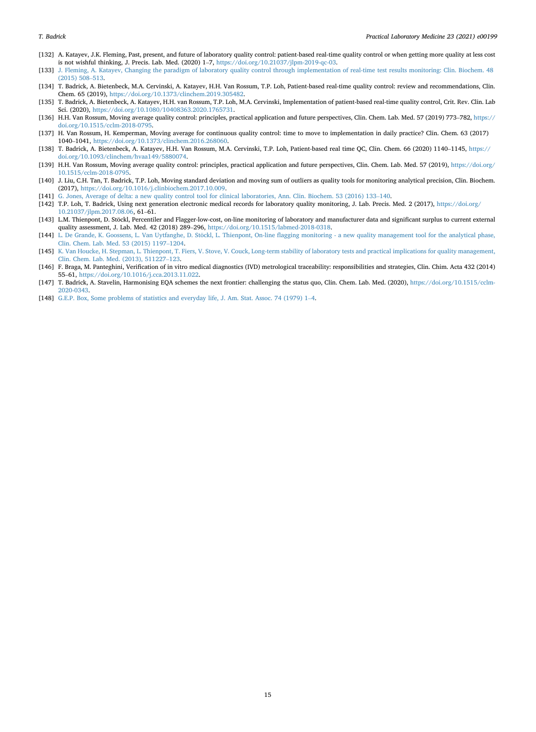[132] A. Katayev, J.K. Fleming, Past, present, and future of laboratory quality control: patient-based real-time quality control or when getting more quality at less cost is not wishful thinking, J. Precis. Lab. Med. (2020) 1–7, https://doi.org/10.21037/jlpm-2019-qc-03.

[133] J. Fleming, A. Katayev, Changing the paradigm of laboratory quality control through implementation of real-time test results monitoring: Clin. Biochem. 48 (2015) 508–513.

[134] T. Badrick, A. Bietenbeck, M.A. Cervinski, A. Katayev, H.H. Van Rossum, T.P. Loh, Patient-based real-time quality control: review and recommendations, Clin. Chem. 65 (2019), https://doi.org/10.1373/clinchem.2019.305482.

[135] T. Badrick, A. Bietenbeck, A. Katayev, H.H. van Rossum, T.P. Loh, M.A. Cervinski, Implementation of patient-based real-time quality control, Crit. Rev. Clin. Lab Sci. (2020), https://doi.org/10.1080/10408363.2020.1765731.

[136] H.H. Van Rossum, Moving average quality control: principles, practical application and future perspectives, Clin. Chem. Lab. Med. 57 (2019) 773–782, https://doi.org/10.1515/cclm-2018-0795.

[137] H. Van Rossum, H. Kemperman, Moving average for continuous quality control: time to move to implementation in daily practice? Clin. Chem. 63 (2017) 1040–1041, https://doi.org/10.1373/clinchem.2016.268060.

[138] T. Badrick, A. Bietenbeck, A. Katayev, H.H. Van Rossum, M.A. Cervinski, T.P. Loh, Patient-based real time QC, Clin. Chem. 66 (2020) 1140–1145, https://doi.org/10.1093/clinchem/hvaa149/5880074.

[139] H.H. Van Rossum, Moving average quality control: principles, practical application and future perspectives, Clin. Chem. Lab. Med. 57 (2019), https://doi.org/10.1515/cclm-2018-0795.

[140] J. Liu, C.H. Tan, T. Badrick, T.P. Loh, Moving standard deviation and moving sum of outliers as quality tools for monitoring analytical precision, Clin. Biochem. (2017), https://doi.org/10.1016/j.clinbiochem.2017.10.009.

[141] G. Jones, Average of delta: a new quality control tool for clinical laboratories, Ann. Clin. Biochem. 53 (2016) 133–140.

[142] T.P. Loh, T. Badrick, Using next generation electronic medical records for laboratory quality monitoring, J. Lab. Precis. Med. 2 (2017), https://doi.org/10.21037/jlpm.2017.08.06, 61–61.

[143] L.M. Thienpont, D. Stöckl, Percentiler and Flagger-low-cost, on-line monitoring of laboratory and manufacturer data and significant surplus to current external quality assessment, J. Lab. Med. 42 (2018) 289–296, https://doi.org/10.1515/labmed-2018-0318.

[144] L. De Grande, K. Goossens, L. Van Uytfanghe, D. Stöckl, L. Thienpont, On-line flagging monitoring - a new quality management tool for the analytical phase, Clin. Chem. Lab. Med. 53 (2015) 1197–1204.

[145] K. Van Houcke, H. Stepman, L. Thienpont, T. Fiers, V. Stove, V. Couck, Long-term stability of laboratory tests and practical implications for quality management, Clin. Chem. Lab. Med. (2013), 511227–123.

[146] F. Braga, M. Panteghini, Verification of in vitro medical diagnostics (IVD) metrological traceability: responsibilities and strategies, Clin. Chim. Acta 432 (2014) 55–61, https://doi.org/10.1016/j.cca.2013.11.022.

[147] T. Badrick, A. Stavelin, Harmonising EQA schemes the next frontier: challenging the status quo, Clin. Chem. Lab. Med. (2020), https://doi.org/10.1515/cclm-2020-0343.

[148] G.E.P. Box, Some problems of statistics and everyday life, J. Am. Stat. Assoc. 74 (1979) 1–4.